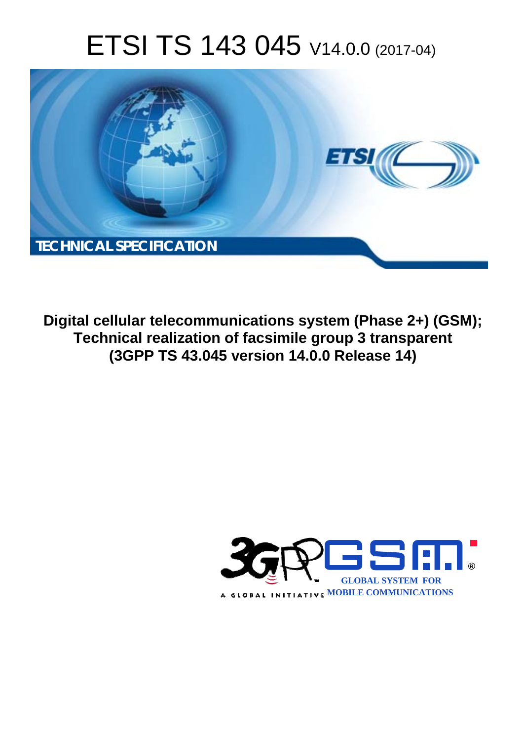# ETSI TS 143 045 V14.0.0 (2017-04)

TECHNICAL SPECIFICATION

**Digital cellular telecommunications system (Phase 2+) (GSM);**
**Technical realization of facsimile group 3 transparent**
**(3GPP TS 43.045 version 14.0.0 Release 14)**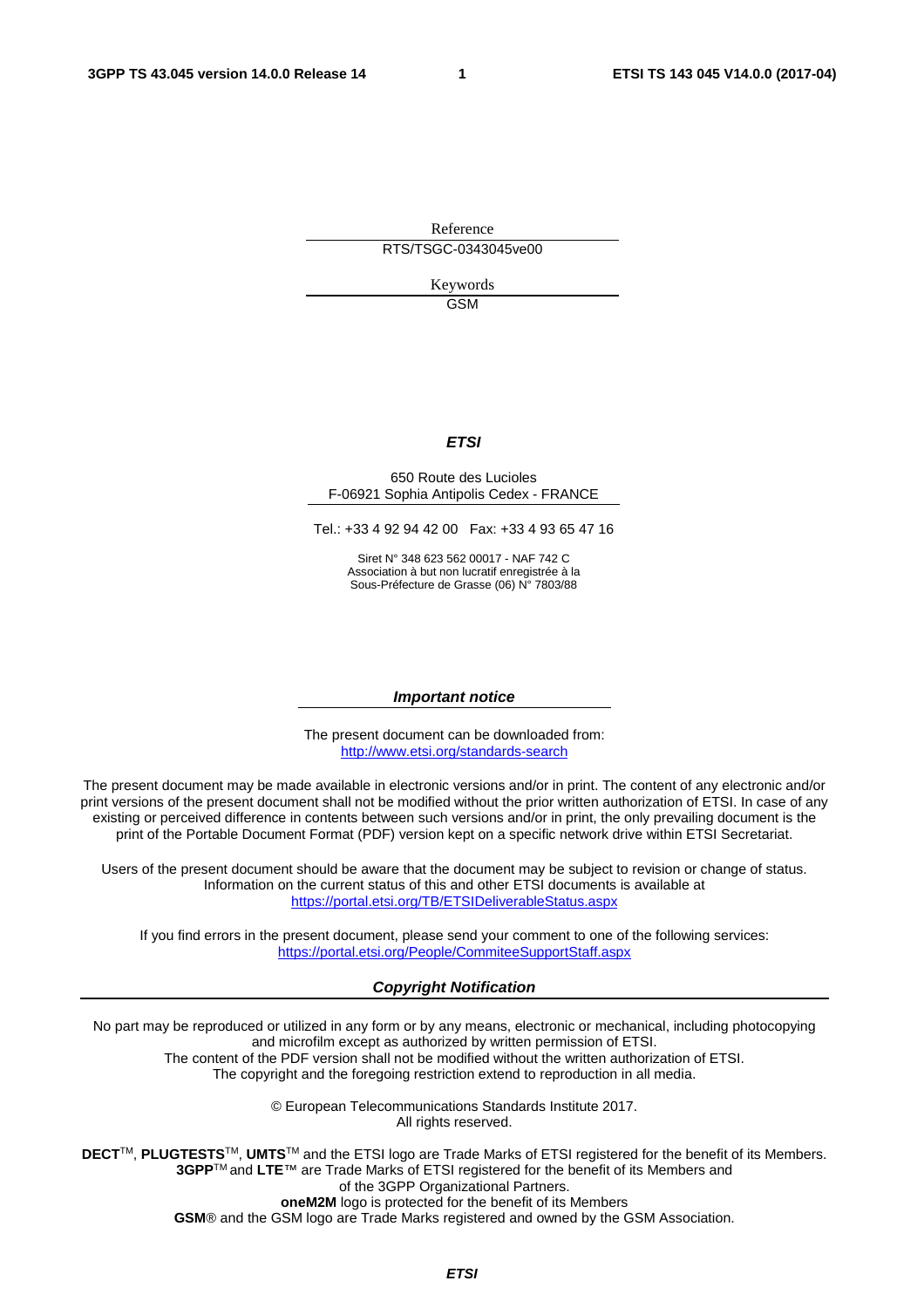Reference

RTS/TSGC-0343045ve00

Keywords

GSM

***ETSI***

650 Route des Lucioles
F-06921 Sophia Antipolis Cedex - FRANCE

Tel.: +33 4 92 94 42 00 Fax: +33 4 93 65 47 16

Siret N° 348 623 562 00017 - NAF 742 C
Association à but non lucratif enregistrée à la
Sous-Préfecture de Grasse (06) N° 7803/88

***Important notice***

The present document can be downloaded from:
http://www.etsi.org/standards-search

The present document may be made available in electronic versions and/or in print. The content of any electronic and/or print versions of the present document shall not be modified without the prior written authorization of ETSI. In case of any existing or perceived difference in contents between such versions and/or in print, the only prevailing document is the print of the Portable Document Format (PDF) version kept on a specific network drive within ETSI Secretariat.

Users of the present document should be aware that the document may be subject to revision or change of status. Information on the current status of this and other ETSI documents is available at
https://portal.etsi.org/TB/ETSIDeliverableStatus.aspx

If you find errors in the present document, please send your comment to one of the following services:
https://portal.etsi.org/People/CommiteeSupportStaff.aspx

***Copyright Notification***

No part may be reproduced or utilized in any form or by any means, electronic or mechanical, including photocopying and microfilm except as authorized by written permission of ETSI.
The content of the PDF version shall not be modified without the written authorization of ETSI.
The copyright and the foregoing restriction extend to reproduction in all media.

© European Telecommunications Standards Institute 2017.
All rights reserved.

**DECT**™, **PLUGTESTS**™, **UMTS**™ and the ETSI logo are Trade Marks of ETSI registered for the benefit of its Members.
**3GPP**™ and **LTE**™ are Trade Marks of ETSI registered for the benefit of its Members and of the 3GPP Organizational Partners.
**oneM2M** logo is protected for the benefit of its Members
**GSM**® and the GSM logo are Trade Marks registered and owned by the GSM Association.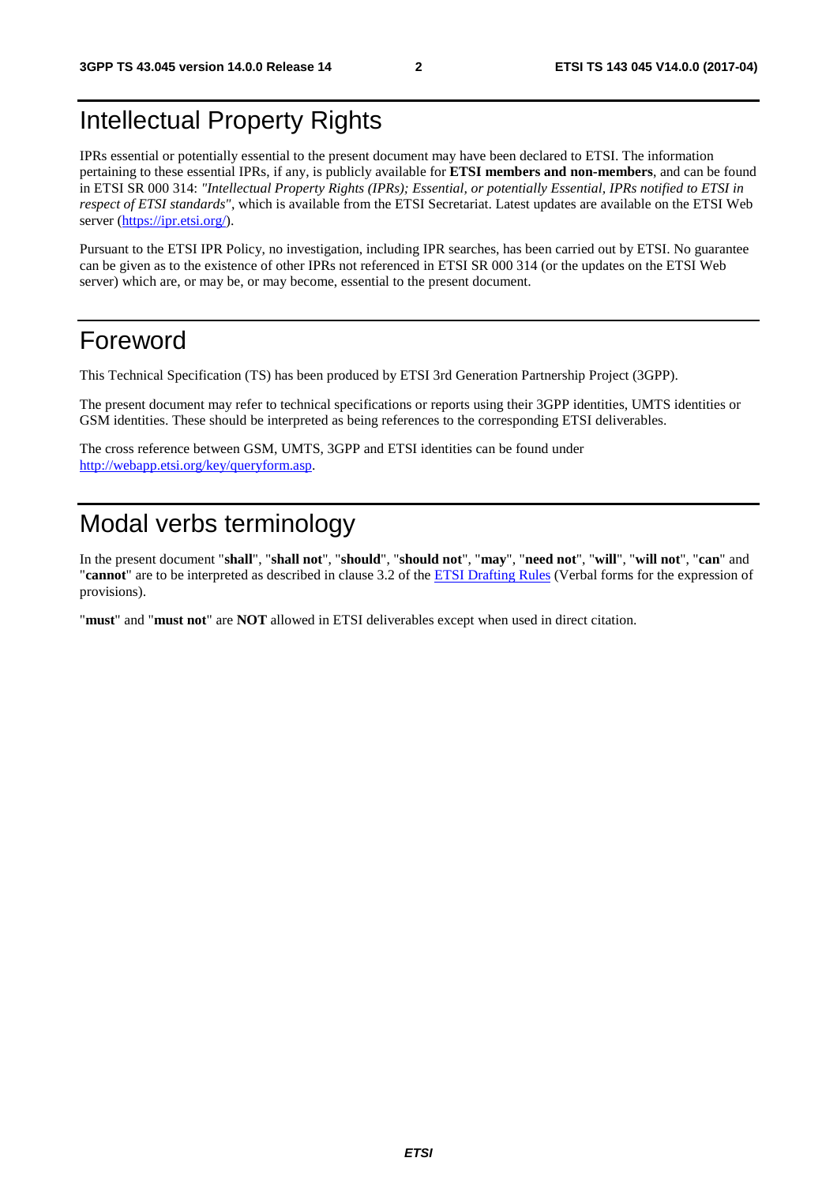# Intellectual Property Rights

IPRs essential or potentially essential to the present document may have been declared to ETSI. The information pertaining to these essential IPRs, if any, is publicly available for **ETSI members and non-members**, and can be found in ETSI SR 000 314: *"Intellectual Property Rights (IPRs); Essential, or potentially Essential, IPRs notified to ETSI in respect of ETSI standards"*, which is available from the ETSI Secretariat. Latest updates are available on the ETSI Web server (https://ipr.etsi.org/).

Pursuant to the ETSI IPR Policy, no investigation, including IPR searches, has been carried out by ETSI. No guarantee can be given as to the existence of other IPRs not referenced in ETSI SR 000 314 (or the updates on the ETSI Web server) which are, or may be, or may become, essential to the present document.

# Foreword

This Technical Specification (TS) has been produced by ETSI 3rd Generation Partnership Project (3GPP).

The present document may refer to technical specifications or reports using their 3GPP identities, UMTS identities or GSM identities. These should be interpreted as being references to the corresponding ETSI deliverables.

The cross reference between GSM, UMTS, 3GPP and ETSI identities can be found under http://webapp.etsi.org/key/queryform.asp.

# Modal verbs terminology

In the present document "**shall**", "**shall not**", "**should**", "**should not**", "**may**", "**need not**", "**will**", "**will not**", "**can**" and "**cannot**" are to be interpreted as described in clause 3.2 of the ETSI Drafting Rules (Verbal forms for the expression of provisions).

"**must**" and "**must not**" are **NOT** allowed in ETSI deliverables except when used in direct citation.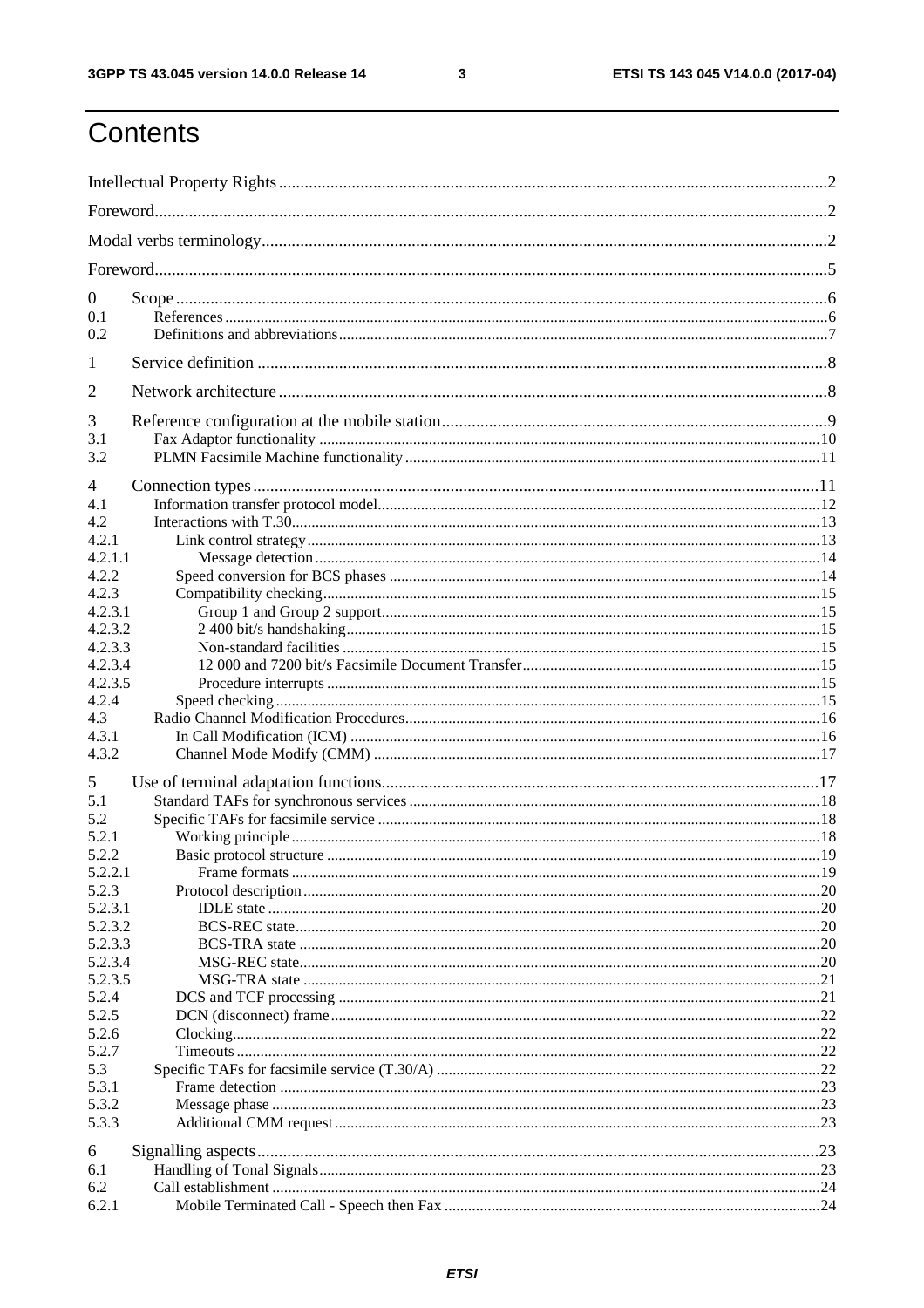# Contents

Intellectual Property Rights ..... 2
Foreword ..... 2
Modal verbs terminology ..... 2
Foreword ..... 5

0 Scope ..... 6
0.1 References ..... 6
0.2 Definitions and abbreviations ..... 7

1 Service definition ..... 8

2 Network architecture ..... 8

3 Reference configuration at the mobile station ..... 9
3.1 Fax Adaptor functionality ..... 10
3.2 PLMN Facsimile Machine functionality ..... 11

4 Connection types ..... 11
4.1 Information transfer protocol model ..... 12
4.2 Interactions with T.30 ..... 13
4.2.1 Link control strategy ..... 13
4.2.1.1 Message detection ..... 14
4.2.2 Speed conversion for BCS phases ..... 14
4.2.3 Compatibility checking ..... 15
4.2.3.1 Group 1 and Group 2 support ..... 15
4.2.3.2 2 400 bit/s handshaking ..... 15
4.2.3.3 Non-standard facilities ..... 15
4.2.3.4 12 000 and 7200 bit/s Facsimile Document Transfer ..... 15
4.2.3.5 Procedure interrupts ..... 15
4.2.4 Speed checking ..... 15
4.3 Radio Channel Modification Procedures ..... 16
4.3.1 In Call Modification (ICM) ..... 16
4.3.2 Channel Mode Modify (CMM) ..... 17

5 Use of terminal adaptation functions ..... 17
5.1 Standard TAFs for synchronous services ..... 18
5.2 Specific TAFs for facsimile service ..... 18
5.2.1 Working principle ..... 18
5.2.2 Basic protocol structure ..... 19
5.2.2.1 Frame formats ..... 19
5.2.3 Protocol description ..... 20
5.2.3.1 IDLE state ..... 20
5.2.3.2 BCS-REC state ..... 20
5.2.3.3 BCS-TRA state ..... 20
5.2.3.4 MSG-REC state ..... 20
5.2.3.5 MSG-TRA state ..... 21
5.2.4 DCS and TCF processing ..... 21
5.2.5 DCN (disconnect) frame ..... 22
5.2.6 Clocking ..... 22
5.2.7 Timeouts ..... 22
5.3 Specific TAFs for facsimile service (T.30/A) ..... 22
5.3.1 Frame detection ..... 23
5.3.2 Message phase ..... 23
5.3.3 Additional CMM request ..... 23

6 Signalling aspects ..... 23
6.1 Handling of Tonal Signals ..... 23
6.2 Call establishment ..... 24
6.2.1 Mobile Terminated Call - Speech then Fax ..... 24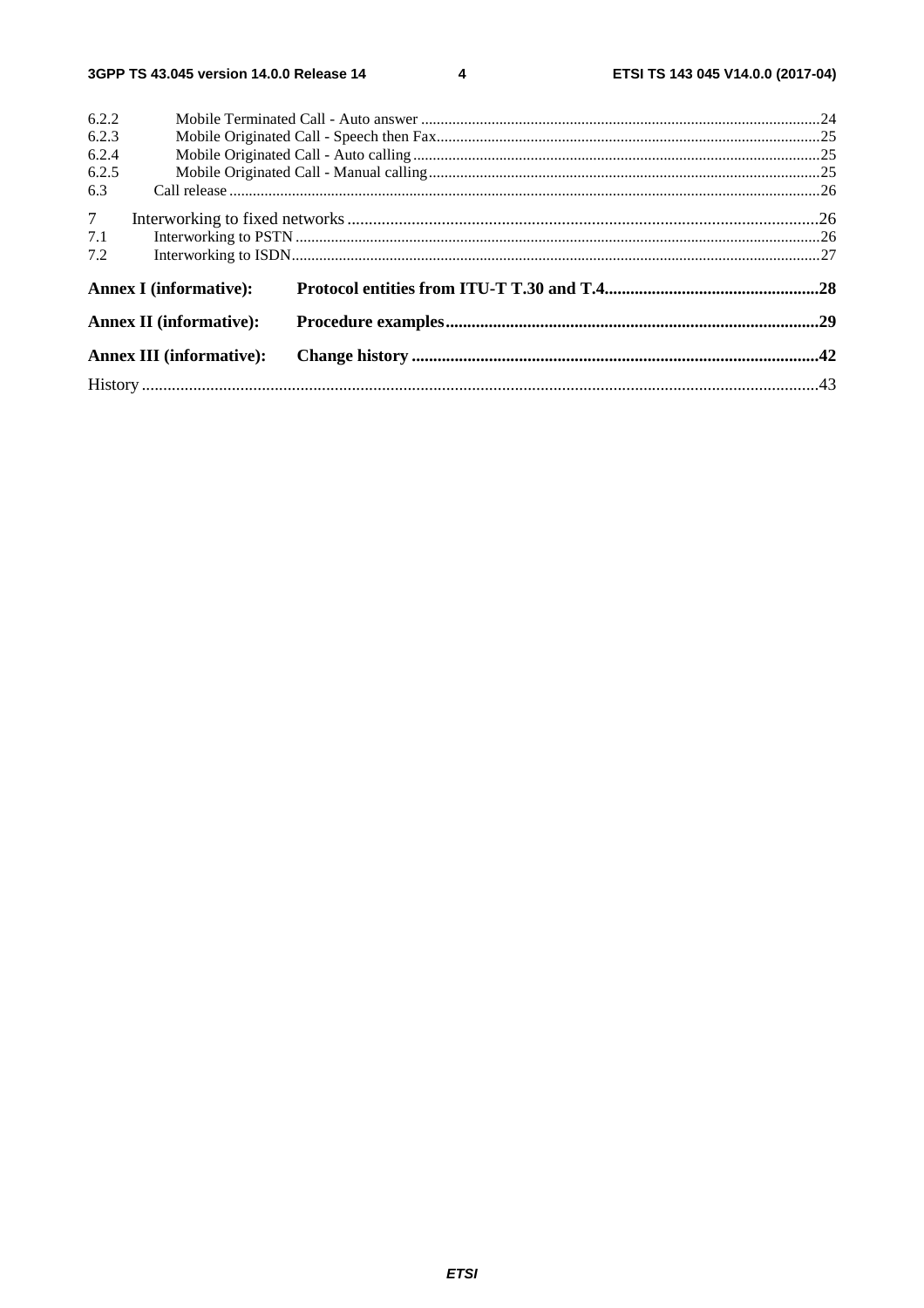6.2.2 Mobile Terminated Call - Auto answer .....24
6.2.3 Mobile Originated Call - Speech then Fax.....25
6.2.4 Mobile Originated Call - Auto calling.....25
6.2.5 Mobile Originated Call - Manual calling.....25
6.3 Call release.....26

7 Interworking to fixed networks.....26
7.1 Interworking to PSTN.....26
7.2 Interworking to ISDN.....27

**Annex I (informative): Protocol entities from ITU-T T.30 and T.4.....28**

**Annex II (informative): Procedure examples.....29**

**Annex III (informative): Change history.....42**

History.....43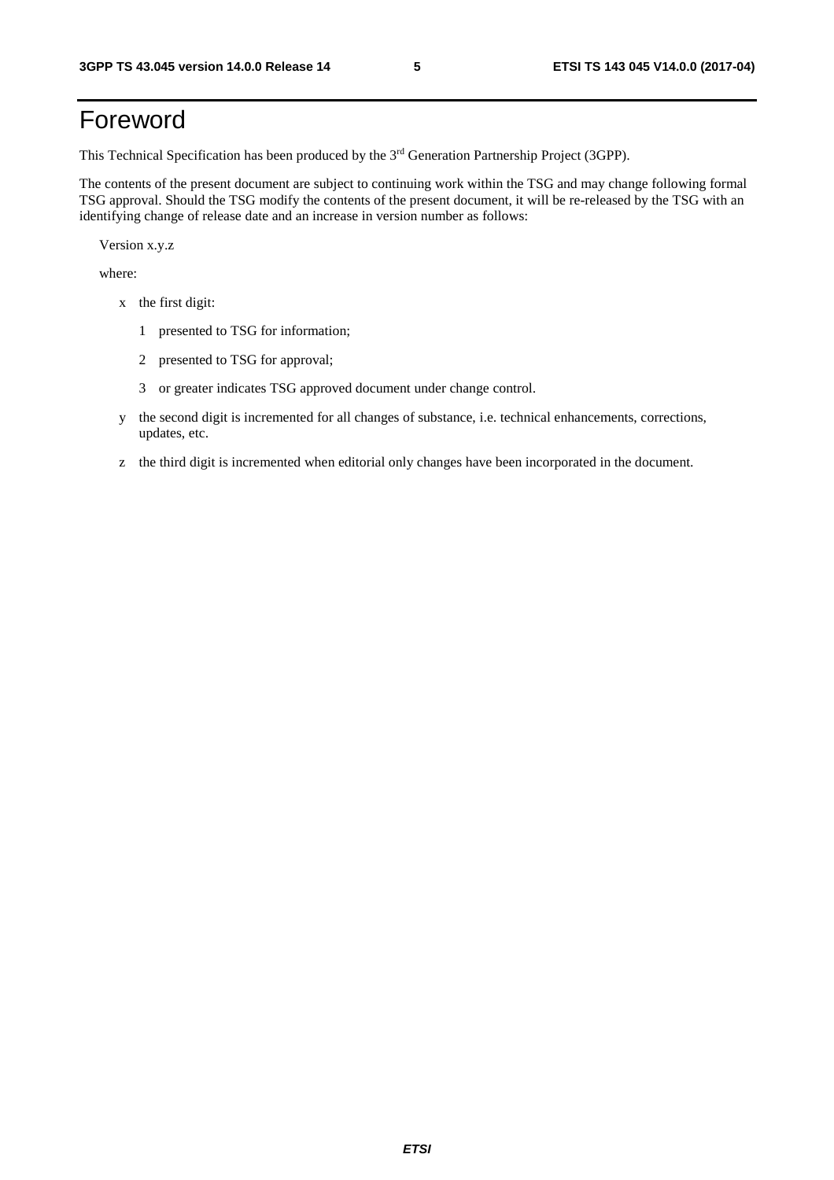# Foreword

This Technical Specification has been produced by the 3rd Generation Partnership Project (3GPP).

The contents of the present document are subject to continuing work within the TSG and may change following formal TSG approval. Should the TSG modify the contents of the present document, it will be re-released by the TSG with an identifying change of release date and an increase in version number as follows:

Version x.y.z

where:

- x the first digit:
  - 1 presented to TSG for information;
  - 2 presented to TSG for approval;
  - 3 or greater indicates TSG approved document under change control.
- y the second digit is incremented for all changes of substance, i.e. technical enhancements, corrections, updates, etc.
- z the third digit is incremented when editorial only changes have been incorporated in the document.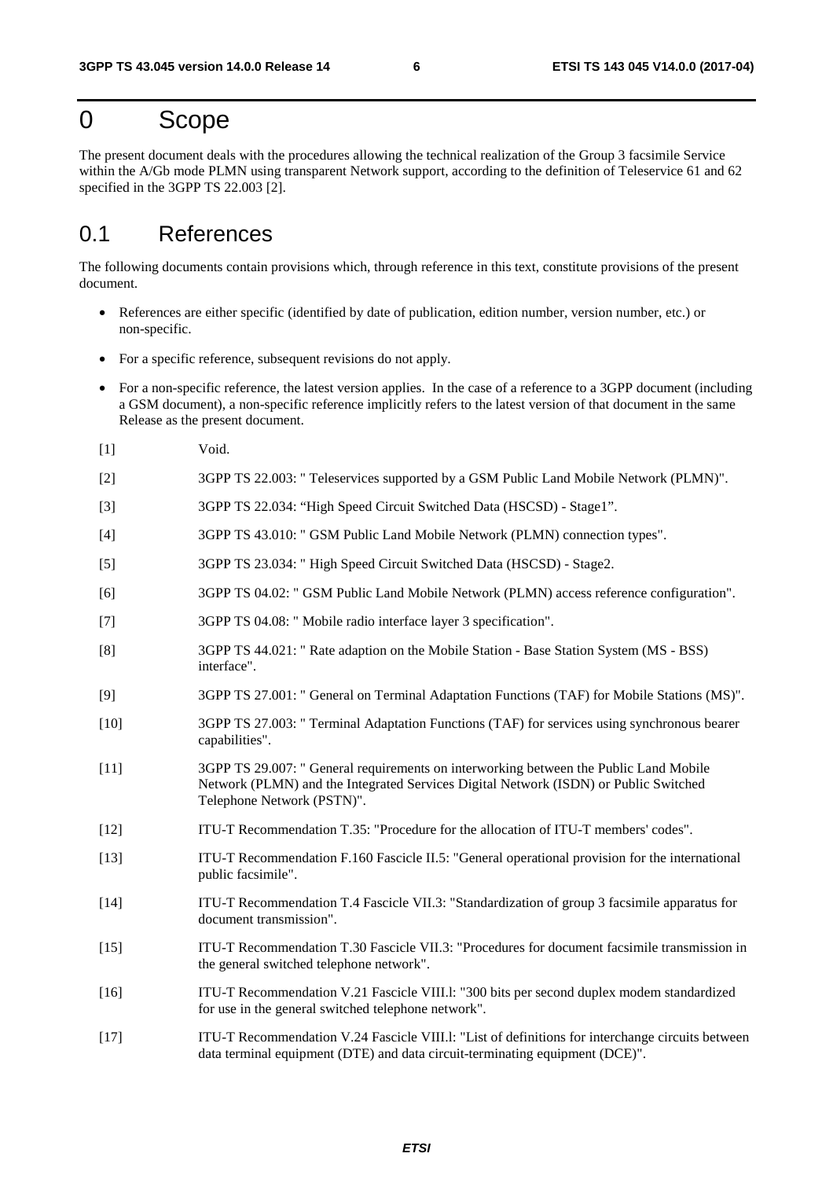# 0 Scope

The present document deals with the procedures allowing the technical realization of the Group 3 facsimile Service within the A/Gb mode PLMN using transparent Network support, according to the definition of Teleservice 61 and 62 specified in the 3GPP TS 22.003 [2].

## 0.1 References

The following documents contain provisions which, through reference in this text, constitute provisions of the present document.

- References are either specific (identified by date of publication, edition number, version number, etc.) or non-specific.
- For a specific reference, subsequent revisions do not apply.
- For a non-specific reference, the latest version applies. In the case of a reference to a 3GPP document (including a GSM document), a non-specific reference implicitly refers to the latest version of that document in the same Release as the present document.

[1] Void.

[2] 3GPP TS 22.003: " Teleservices supported by a GSM Public Land Mobile Network (PLMN)".

[3] 3GPP TS 22.034: “High Speed Circuit Switched Data (HSCSD) - Stage1”.

[4] 3GPP TS 43.010: " GSM Public Land Mobile Network (PLMN) connection types".

[5] 3GPP TS 23.034: " High Speed Circuit Switched Data (HSCSD) - Stage2.

[6] 3GPP TS 04.02: " GSM Public Land Mobile Network (PLMN) access reference configuration".

[7] 3GPP TS 04.08: " Mobile radio interface layer 3 specification".

[8] 3GPP TS 44.021: " Rate adaption on the Mobile Station - Base Station System (MS - BSS) interface".

[9] 3GPP TS 27.001: " General on Terminal Adaptation Functions (TAF) for Mobile Stations (MS)".

[10] 3GPP TS 27.003: " Terminal Adaptation Functions (TAF) for services using synchronous bearer capabilities".

[11] 3GPP TS 29.007: " General requirements on interworking between the Public Land Mobile Network (PLMN) and the Integrated Services Digital Network (ISDN) or Public Switched Telephone Network (PSTN)".

[12] ITU-T Recommendation T.35: "Procedure for the allocation of ITU-T members' codes".

[13] ITU-T Recommendation F.160 Fascicle II.5: "General operational provision for the international public facsimile".

[14] ITU-T Recommendation T.4 Fascicle VII.3: "Standardization of group 3 facsimile apparatus for document transmission".

[15] ITU-T Recommendation T.30 Fascicle VII.3: "Procedures for document facsimile transmission in the general switched telephone network".

[16] ITU-T Recommendation V.21 Fascicle VIII.l: "300 bits per second duplex modem standardized for use in the general switched telephone network".

[17] ITU-T Recommendation V.24 Fascicle VIII.l: "List of definitions for interchange circuits between data terminal equipment (DTE) and data circuit-terminating equipment (DCE)".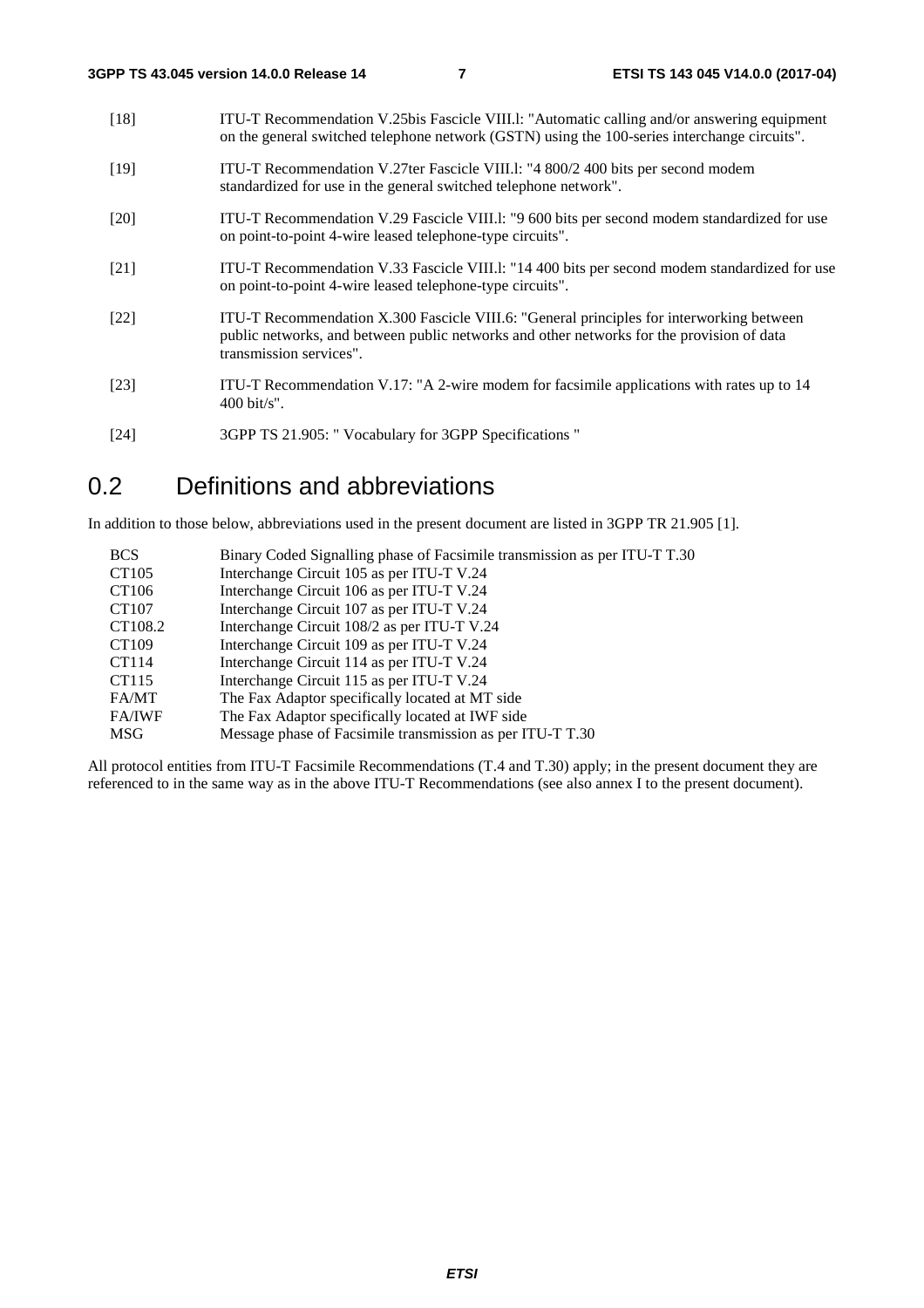[18] ITU-T Recommendation V.25bis Fascicle VIII.l: "Automatic calling and/or answering equipment on the general switched telephone network (GSTN) using the 100-series interchange circuits".

[19] ITU-T Recommendation V.27ter Fascicle VIII.l: "4 800/2 400 bits per second modem standardized for use in the general switched telephone network".

[20] ITU-T Recommendation V.29 Fascicle VIII.l: "9 600 bits per second modem standardized for use on point-to-point 4-wire leased telephone-type circuits".

[21] ITU-T Recommendation V.33 Fascicle VIII.l: "14 400 bits per second modem standardized for use on point-to-point 4-wire leased telephone-type circuits".

[22] ITU-T Recommendation X.300 Fascicle VIII.6: "General principles for interworking between public networks, and between public networks and other networks for the provision of data transmission services".

[23] ITU-T Recommendation V.17: "A 2-wire modem for facsimile applications with rates up to 14 400 bit/s".

[24] 3GPP TS 21.905: " Vocabulary for 3GPP Specifications "

# 0.2 Definitions and abbreviations

In addition to those below, abbreviations used in the present document are listed in 3GPP TR 21.905 [1].

| | |
|---|---|
| BCS | Binary Coded Signalling phase of Facsimile transmission as per ITU-T T.30 |
| CT105 | Interchange Circuit 105 as per ITU-T V.24 |
| CT106 | Interchange Circuit 106 as per ITU-T V.24 |
| CT107 | Interchange Circuit 107 as per ITU-T V.24 |
| CT108.2 | Interchange Circuit 108/2 as per ITU-T V.24 |
| CT109 | Interchange Circuit 109 as per ITU-T V.24 |
| CT114 | Interchange Circuit 114 as per ITU-T V.24 |
| CT115 | Interchange Circuit 115 as per ITU-T V.24 |
| FA/MT | The Fax Adaptor specifically located at MT side |
| FA/IWF | The Fax Adaptor specifically located at IWF side |
| MSG | Message phase of Facsimile transmission as per ITU-T T.30 |

All protocol entities from ITU-T Facsimile Recommendations (T.4 and T.30) apply; in the present document they are referenced to in the same way as in the above ITU-T Recommendations (see also annex I to the present document).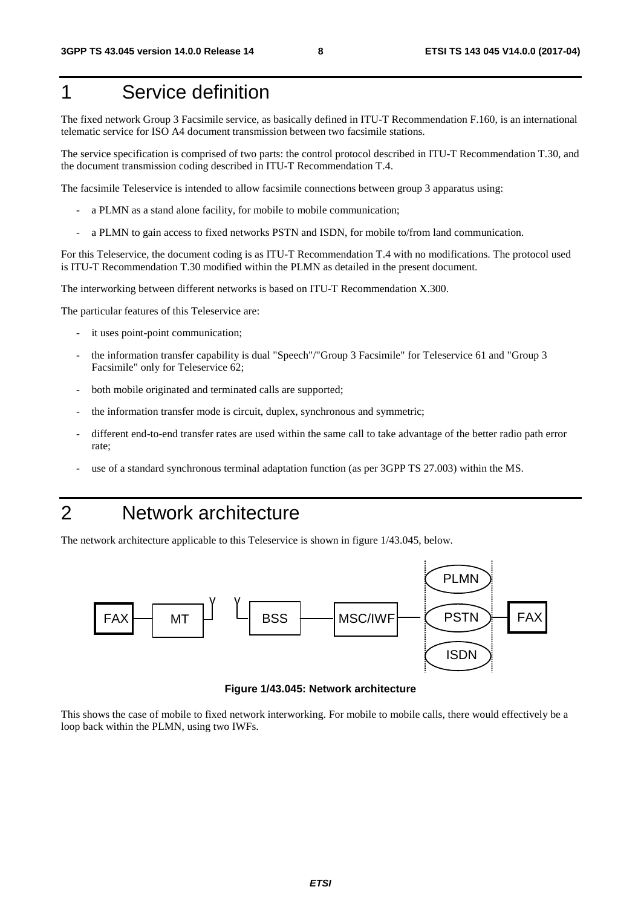# 1 Service definition

The fixed network Group 3 Facsimile service, as basically defined in ITU-T Recommendation F.160, is an international telematic service for ISO A4 document transmission between two facsimile stations.

The service specification is comprised of two parts: the control protocol described in ITU-T Recommendation T.30, and the document transmission coding described in ITU-T Recommendation T.4.

The facsimile Teleservice is intended to allow facsimile connections between group 3 apparatus using:

- a PLMN as a stand alone facility, for mobile to mobile communication;
- a PLMN to gain access to fixed networks PSTN and ISDN, for mobile to/from land communication.

For this Teleservice, the document coding is as ITU-T Recommendation T.4 with no modifications. The protocol used is ITU-T Recommendation T.30 modified within the PLMN as detailed in the present document.

The interworking between different networks is based on ITU-T Recommendation X.300.

The particular features of this Teleservice are:

- it uses point-point communication;
- the information transfer capability is dual "Speech"/"Group 3 Facsimile" for Teleservice 61 and "Group 3 Facsimile" only for Teleservice 62;
- both mobile originated and terminated calls are supported;
- the information transfer mode is circuit, duplex, synchronous and symmetric;
- different end-to-end transfer rates are used within the same call to take advantage of the better radio path error rate;
- use of a standard synchronous terminal adaptation function (as per 3GPP TS 27.003) within the MS.

# 2 Network architecture

The network architecture applicable to this Teleservice is shown in figure 1/43.045, below.

FAX — MT — BSS — MSC/IWF — PLMN / PSTN / ISDN — FAX

**Figure 1/43.045: Network architecture**

This shows the case of mobile to fixed network interworking. For mobile to mobile calls, there would effectively be a loop back within the PLMN, using two IWFs.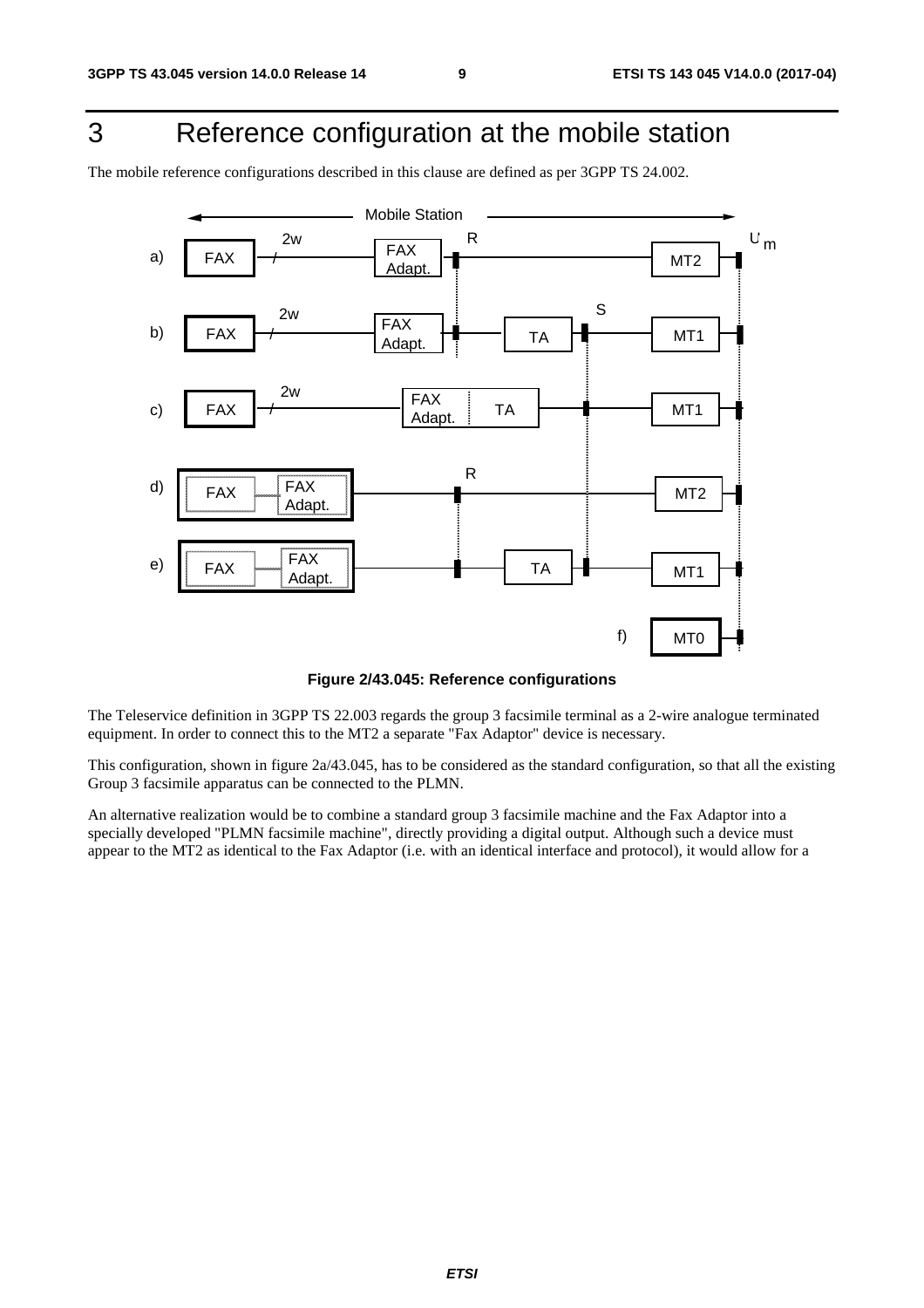# 3 Reference configuration at the mobile station

The mobile reference configurations described in this clause are defined as per 3GPP TS 24.002.

**Figure 2/43.045: Reference configurations**

The Teleservice definition in 3GPP TS 22.003 regards the group 3 facsimile terminal as a 2-wire analogue terminated equipment. In order to connect this to the MT2 a separate "Fax Adaptor" device is necessary.

This configuration, shown in figure 2a/43.045, has to be considered as the standard configuration, so that all the existing Group 3 facsimile apparatus can be connected to the PLMN.

An alternative realization would be to combine a standard group 3 facsimile machine and the Fax Adaptor into a specially developed "PLMN facsimile machine", directly providing a digital output. Although such a device must appear to the MT2 as identical to the Fax Adaptor (i.e. with an identical interface and protocol), it would allow for a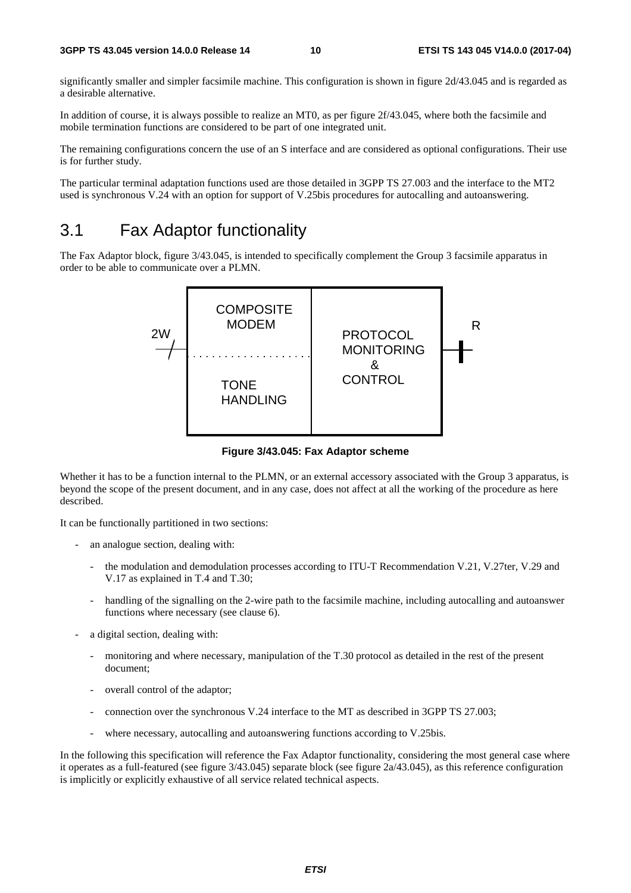significantly smaller and simpler facsimile machine. This configuration is shown in figure 2d/43.045 and is regarded as a desirable alternative.

In addition of course, it is always possible to realize an MT0, as per figure 2f/43.045, where both the facsimile and mobile termination functions are considered to be part of one integrated unit.

The remaining configurations concern the use of an S interface and are considered as optional configurations. Their use is for further study.

The particular terminal adaptation functions used are those detailed in 3GPP TS 27.003 and the interface to the MT2 used is synchronous V.24 with an option for support of V.25bis procedures for autocalling and autoanswering.

## 3.1 Fax Adaptor functionality

The Fax Adaptor block, figure 3/43.045, is intended to specifically complement the Group 3 facsimile apparatus in order to be able to communicate over a PLMN.

2W | COMPOSITE MODEM / TONE HANDLING | PROTOCOL MONITORING & CONTROL | R

**Figure 3/43.045: Fax Adaptor scheme**

Whether it has to be a function internal to the PLMN, or an external accessory associated with the Group 3 apparatus, is beyond the scope of the present document, and in any case, does not affect at all the working of the procedure as here described.

It can be functionally partitioned in two sections:

- an analogue section, dealing with:
  - the modulation and demodulation processes according to ITU-T Recommendation V.21, V.27ter, V.29 and V.17 as explained in T.4 and T.30;
  - handling of the signalling on the 2-wire path to the facsimile machine, including autocalling and autoanswer functions where necessary (see clause 6).
- a digital section, dealing with:
  - monitoring and where necessary, manipulation of the T.30 protocol as detailed in the rest of the present document;
  - overall control of the adaptor;
  - connection over the synchronous V.24 interface to the MT as described in 3GPP TS 27.003;
  - where necessary, autocalling and autoanswering functions according to V.25bis.

In the following this specification will reference the Fax Adaptor functionality, considering the most general case where it operates as a full-featured (see figure 3/43.045) separate block (see figure 2a/43.045), as this reference configuration is implicitly or explicitly exhaustive of all service related technical aspects.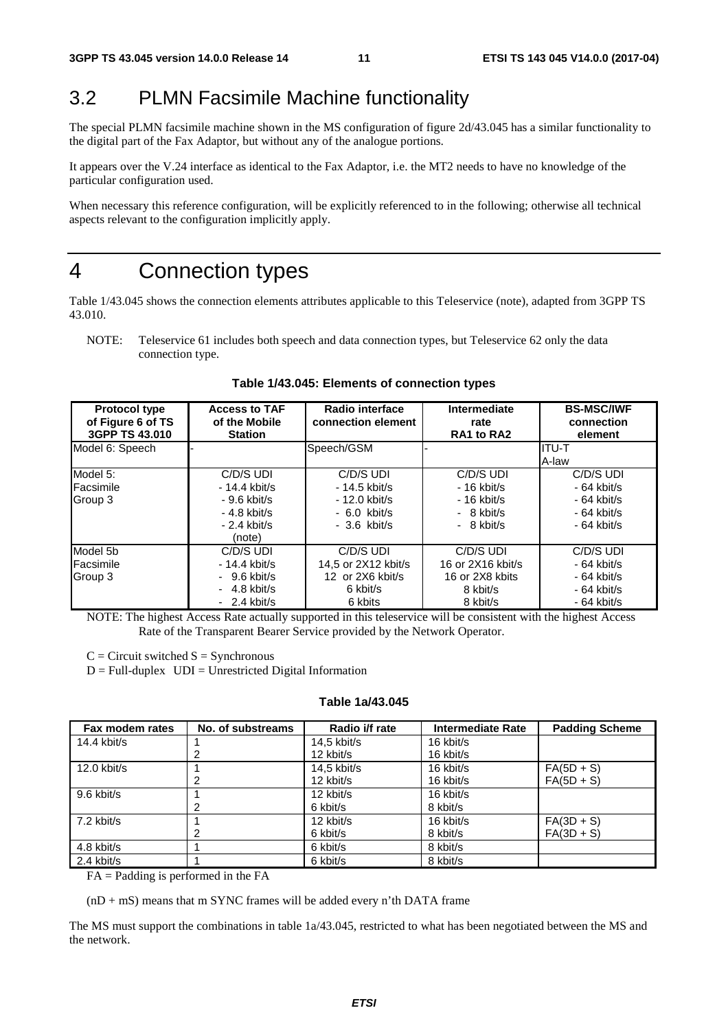## 3.2 PLMN Facsimile Machine functionality

The special PLMN facsimile machine shown in the MS configuration of figure 2d/43.045 has a similar functionality to the digital part of the Fax Adaptor, but without any of the analogue portions.

It appears over the V.24 interface as identical to the Fax Adaptor, i.e. the MT2 needs to have no knowledge of the particular configuration used.

When necessary this reference configuration, will be explicitly referenced to in the following; otherwise all technical aspects relevant to the configuration implicitly apply.

# 4 Connection types

Table 1/43.045 shows the connection elements attributes applicable to this Teleservice (note), adapted from 3GPP TS 43.010.

NOTE: Teleservice 61 includes both speech and data connection types, but Teleservice 62 only the data connection type.

**Table 1/43.045: Elements of connection types**

| Protocol type of Figure 6 of TS 3GPP TS 43.010 | Access to TAF of the Mobile Station | Radio interface connection element | Intermediate rate RA1 to RA2 | BS-MSC/IWF connection element |
|---|---|---|---|---|
| Model 6: Speech | - | Speech/GSM | - | ITU-T<br>A-law |
| Model 5:<br>Facsimile<br>Group 3 | C/D/S UDI<br>- 14.4 kbit/s<br>- 9.6 kbit/s<br>- 4.8 kbit/s<br>- 2.4 kbit/s<br>(note) | C/D/S UDI<br>- 14.5 kbit/s<br>- 12.0 kbit/s<br>- 6.0 kbit/s<br>- 3.6 kbit/s | C/D/S UDI<br>- 16 kbit/s<br>- 16 kbit/s<br>- 8 kbit/s<br>- 8 kbit/s | C/D/S UDI<br>- 64 kbit/s<br>- 64 kbit/s<br>- 64 kbit/s<br>- 64 kbit/s |
| Model 5b<br>Facsimile<br>Group 3 | C/D/S UDI<br>- 14.4 kbit/s<br>- 9.6 kbit/s<br>- 4.8 kbit/s<br>- 2.4 kbit/s | C/D/S UDI<br>14,5 or 2X12 kbit/s<br>12 or 2X6 kbit/s<br>6 kbit/s<br>6 kbits | C/D/S UDI<br>16 or 2X16 kbit/s<br>16 or 2X8 kbits<br>8 kbit/s<br>8 kbit/s | C/D/S UDI<br>- 64 kbit/s<br>- 64 kbit/s<br>- 64 kbit/s<br>- 64 kbit/s |

NOTE: The highest Access Rate actually supported in this teleservice will be consistent with the highest Access Rate of the Transparent Bearer Service provided by the Network Operator.

C = Circuit switched S = Synchronous

D = Full-duplex UDI = Unrestricted Digital Information

**Table 1a/43.045**

| Fax modem rates | No. of substreams | Radio i/f rate | Intermediate Rate | Padding Scheme |
|---|---|---|---|---|
| 14.4 kbit/s | 1 | 14,5 kbit/s | 16 kbit/s | |
| | 2 | 12 kbit/s | 16 kbit/s | |
| 12.0 kbit/s | 1 | 14,5 kbit/s | 16 kbit/s | FA(5D + S) |
| | 2 | 12 kbit/s | 16 kbit/s | FA(5D + S) |
| 9.6 kbit/s | 1 | 12 kbit/s | 16 kbit/s | |
| | 2 | 6 kbit/s | 8 kbit/s | |
| 7.2 kbit/s | 1 | 12 kbit/s | 16 kbit/s | FA(3D + S) |
| | 2 | 6 kbit/s | 8 kbit/s | FA(3D + S) |
| 4.8 kbit/s | 1 | 6 kbit/s | 8 kbit/s | |
| 2.4 kbit/s | 1 | 6 kbit/s | 8 kbit/s | |

FA = Padding is performed in the FA

(nD + mS) means that m SYNC frames will be added every n'th DATA frame

The MS must support the combinations in table 1a/43.045, restricted to what has been negotiated between the MS and the network.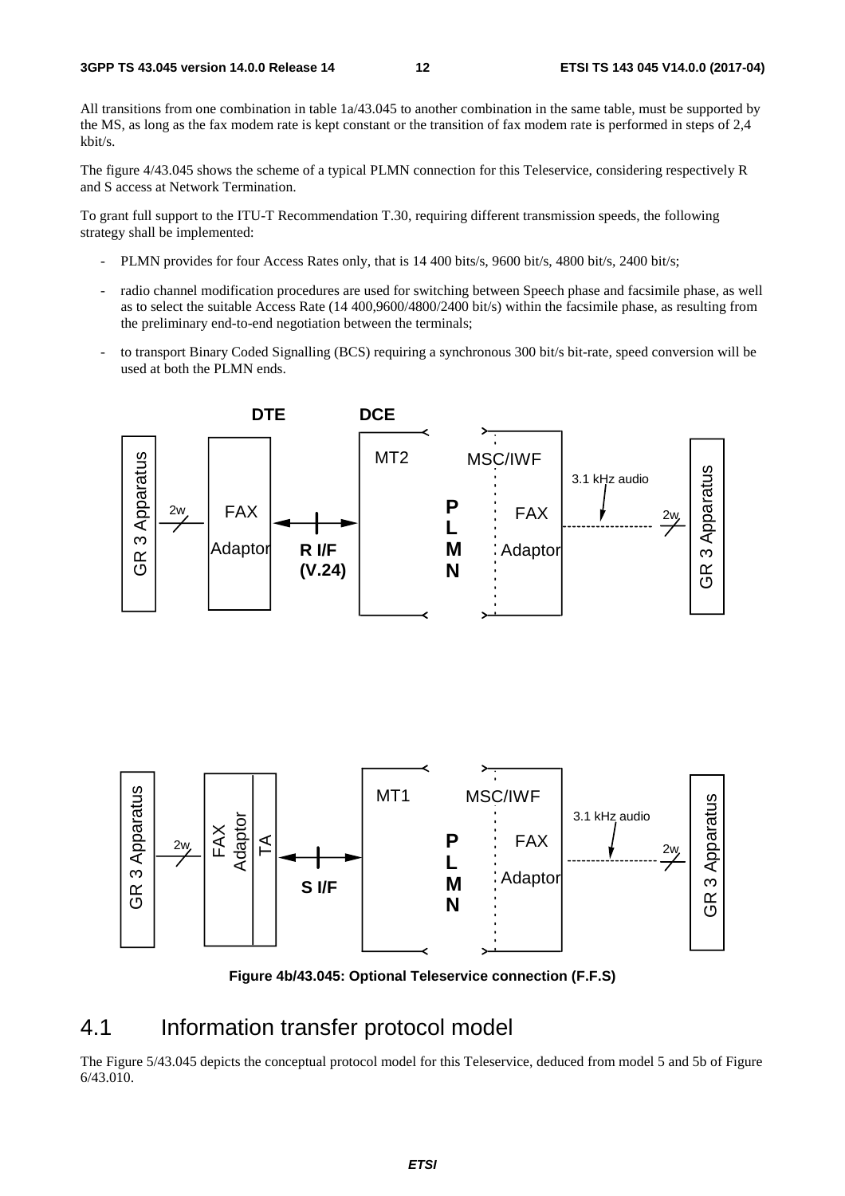All transitions from one combination in table 1a/43.045 to another combination in the same table, must be supported by the MS, as long as the fax modem rate is kept constant or the transition of fax modem rate is performed in steps of 2,4 kbit/s.

The figure 4/43.045 shows the scheme of a typical PLMN connection for this Teleservice, considering respectively R and S access at Network Termination.

To grant full support to the ITU-T Recommendation T.30, requiring different transmission speeds, the following strategy shall be implemented:

- PLMN provides for four Access Rates only, that is 14 400 bits/s, 9600 bit/s, 4800 bit/s, 2400 bit/s;
- radio channel modification procedures are used for switching between Speech phase and facsimile phase, as well as to select the suitable Access Rate (14 400,9600/4800/2400 bit/s) within the facsimile phase, as resulting from the preliminary end-to-end negotiation between the terminals;
- to transport Binary Coded Signalling (BCS) requiring a synchronous 300 bit/s bit-rate, speed conversion will be used at both the PLMN ends.

Figure 4b/43.045: Optional Teleservice connection (F.F.S)

## 4.1 Information transfer protocol model

The Figure 5/43.045 depicts the conceptual protocol model for this Teleservice, deduced from model 5 and 5b of Figure 6/43.010.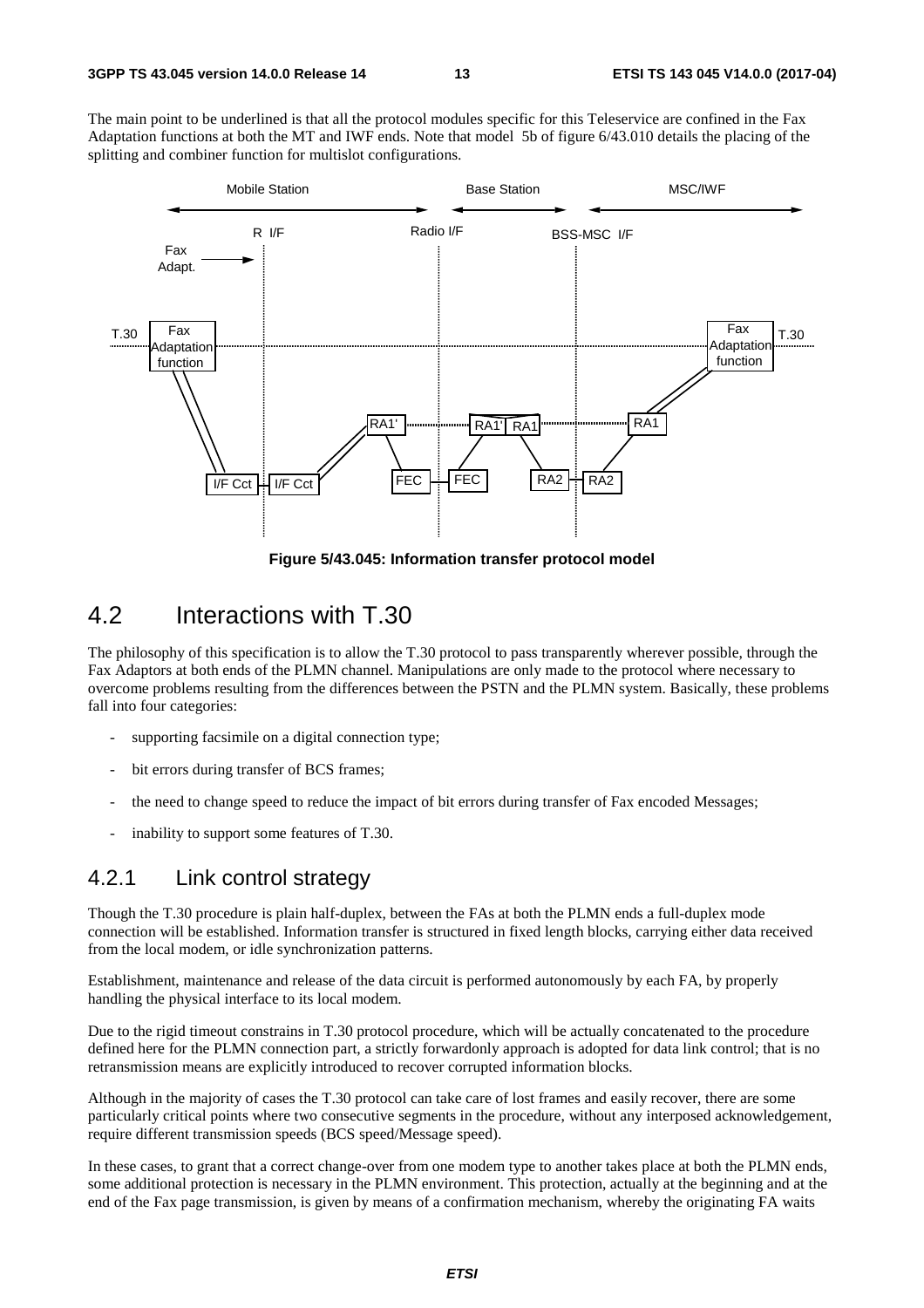The main point to be underlined is that all the protocol modules specific for this Teleservice are confined in the Fax Adaptation functions at both the MT and IWF ends. Note that model 5b of figure 6/43.010 details the placing of the splitting and combiner function for multislot configurations.

**Figure 5/43.045: Information transfer protocol model**

## 4.2 Interactions with T.30

The philosophy of this specification is to allow the T.30 protocol to pass transparently wherever possible, through the Fax Adaptors at both ends of the PLMN channel. Manipulations are only made to the protocol where necessary to overcome problems resulting from the differences between the PSTN and the PLMN system. Basically, these problems fall into four categories:

- supporting facsimile on a digital connection type;
- bit errors during transfer of BCS frames;
- the need to change speed to reduce the impact of bit errors during transfer of Fax encoded Messages;
- inability to support some features of T.30.

### 4.2.1 Link control strategy

Though the T.30 procedure is plain half-duplex, between the FAs at both the PLMN ends a full-duplex mode connection will be established. Information transfer is structured in fixed length blocks, carrying either data received from the local modem, or idle synchronization patterns.

Establishment, maintenance and release of the data circuit is performed autonomously by each FA, by properly handling the physical interface to its local modem.

Due to the rigid timeout constrains in T.30 protocol procedure, which will be actually concatenated to the procedure defined here for the PLMN connection part, a strictly forwardonly approach is adopted for data link control; that is no retransmission means are explicitly introduced to recover corrupted information blocks.

Although in the majority of cases the T.30 protocol can take care of lost frames and easily recover, there are some particularly critical points where two consecutive segments in the procedure, without any interposed acknowledgement, require different transmission speeds (BCS speed/Message speed).

In these cases, to grant that a correct change-over from one modem type to another takes place at both the PLMN ends, some additional protection is necessary in the PLMN environment. This protection, actually at the beginning and at the end of the Fax page transmission, is given by means of a confirmation mechanism, whereby the originating FA waits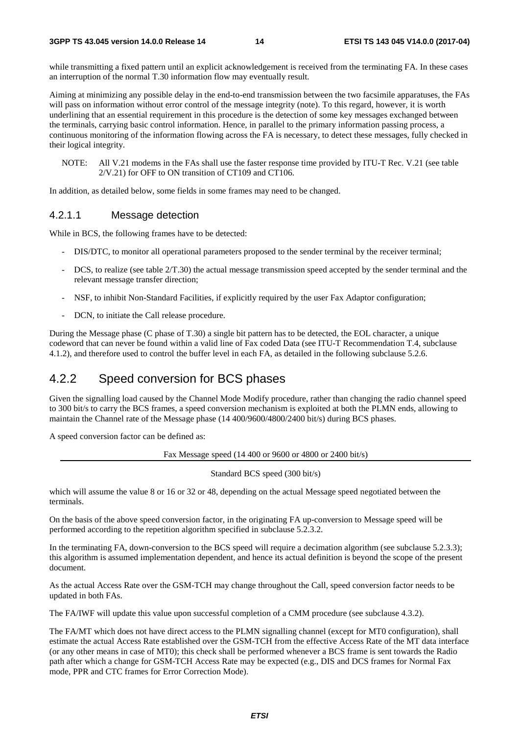while transmitting a fixed pattern until an explicit acknowledgement is received from the terminating FA. In these cases an interruption of the normal T.30 information flow may eventually result.

Aiming at minimizing any possible delay in the end-to-end transmission between the two facsimile apparatuses, the FAs will pass on information without error control of the message integrity (note). To this regard, however, it is worth underlining that an essential requirement in this procedure is the detection of some key messages exchanged between the terminals, carrying basic control information. Hence, in parallel to the primary information passing process, a continuous monitoring of the information flowing across the FA is necessary, to detect these messages, fully checked in their logical integrity.

NOTE: All V.21 modems in the FAs shall use the faster response time provided by ITU-T Rec. V.21 (see table 2/V.21) for OFF to ON transition of CT109 and CT106.

In addition, as detailed below, some fields in some frames may need to be changed.

#### 4.2.1.1 Message detection

While in BCS, the following frames have to be detected:

- DIS/DTC, to monitor all operational parameters proposed to the sender terminal by the receiver terminal;
- DCS, to realize (see table 2/T.30) the actual message transmission speed accepted by the sender terminal and the relevant message transfer direction;
- NSF, to inhibit Non-Standard Facilities, if explicitly required by the user Fax Adaptor configuration;
- DCN, to initiate the Call release procedure.

During the Message phase (C phase of T.30) a single bit pattern has to be detected, the EOL character, a unique codeword that can never be found within a valid line of Fax coded Data (see ITU-T Recommendation T.4, subclause 4.1.2), and therefore used to control the buffer level in each FA, as detailed in the following subclause 5.2.6.

### 4.2.2 Speed conversion for BCS phases

Given the signalling load caused by the Channel Mode Modify procedure, rather than changing the radio channel speed to 300 bit/s to carry the BCS frames, a speed conversion mechanism is exploited at both the PLMN ends, allowing to maintain the Channel rate of the Message phase (14 400/9600/4800/2400 bit/s) during BCS phases.

A speed conversion factor can be defined as:

$$\frac{\text{Fax Message speed (14 400 or 9600 or 4800 or 2400 bit/s)}}{\text{Standard BCS speed (300 bit/s)}}$$

which will assume the value 8 or 16 or 32 or 48, depending on the actual Message speed negotiated between the terminals.

On the basis of the above speed conversion factor, in the originating FA up-conversion to Message speed will be performed according to the repetition algorithm specified in subclause 5.2.3.2.

In the terminating FA, down-conversion to the BCS speed will require a decimation algorithm (see subclause 5.2.3.3); this algorithm is assumed implementation dependent, and hence its actual definition is beyond the scope of the present document.

As the actual Access Rate over the GSM-TCH may change throughout the Call, speed conversion factor needs to be updated in both FAs.

The FA/IWF will update this value upon successful completion of a CMM procedure (see subclause 4.3.2).

The FA/MT which does not have direct access to the PLMN signalling channel (except for MT0 configuration), shall estimate the actual Access Rate established over the GSM-TCH from the effective Access Rate of the MT data interface (or any other means in case of MT0); this check shall be performed whenever a BCS frame is sent towards the Radio path after which a change for GSM-TCH Access Rate may be expected (e.g., DIS and DCS frames for Normal Fax mode, PPR and CTC frames for Error Correction Mode).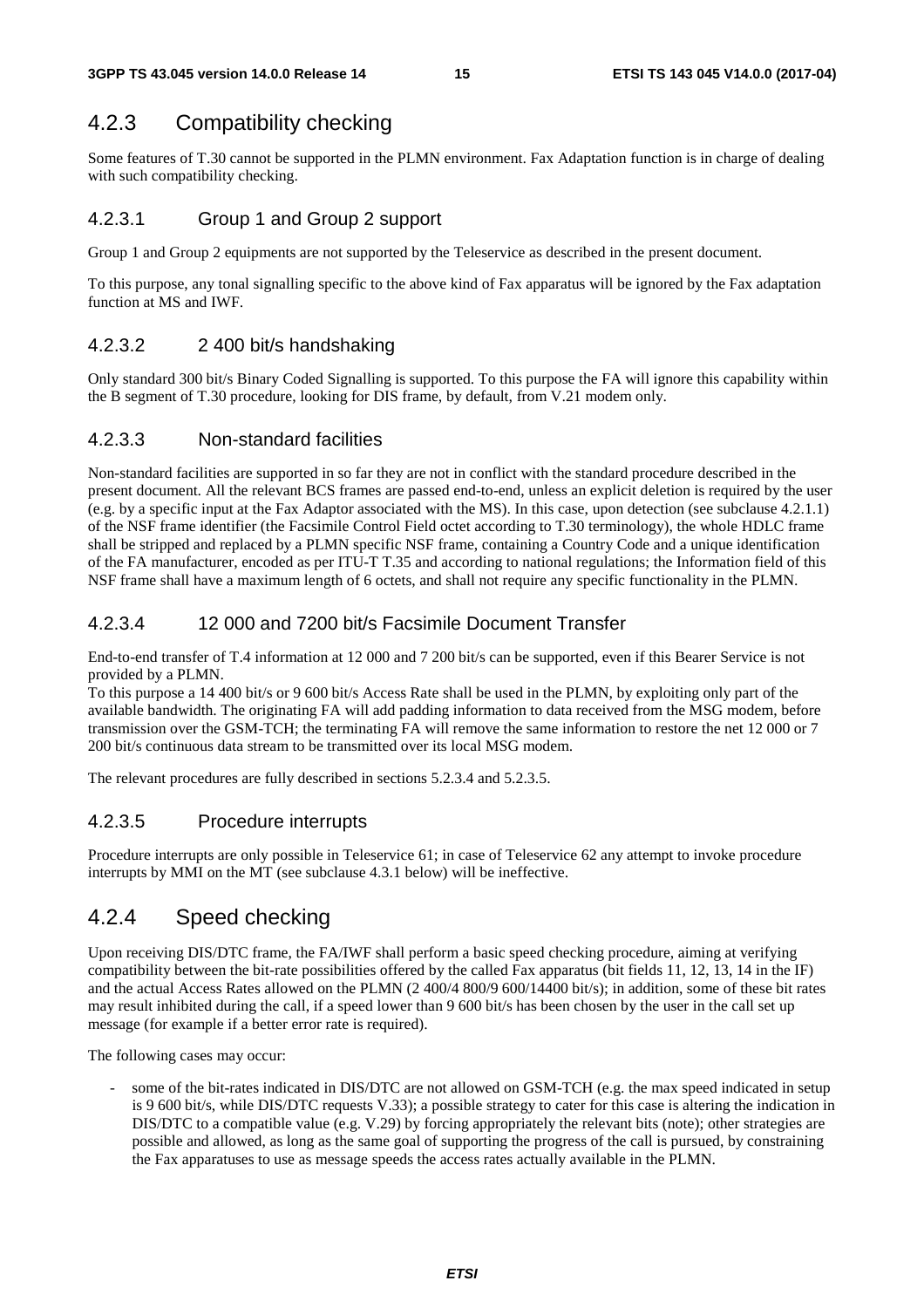### 4.2.3 Compatibility checking

Some features of T.30 cannot be supported in the PLMN environment. Fax Adaptation function is in charge of dealing with such compatibility checking.

#### 4.2.3.1 Group 1 and Group 2 support

Group 1 and Group 2 equipments are not supported by the Teleservice as described in the present document.

To this purpose, any tonal signalling specific to the above kind of Fax apparatus will be ignored by the Fax adaptation function at MS and IWF.

#### 4.2.3.2 2 400 bit/s handshaking

Only standard 300 bit/s Binary Coded Signalling is supported. To this purpose the FA will ignore this capability within the B segment of T.30 procedure, looking for DIS frame, by default, from V.21 modem only.

#### 4.2.3.3 Non-standard facilities

Non-standard facilities are supported in so far they are not in conflict with the standard procedure described in the present document. All the relevant BCS frames are passed end-to-end, unless an explicit deletion is required by the user (e.g. by a specific input at the Fax Adaptor associated with the MS). In this case, upon detection (see subclause 4.2.1.1) of the NSF frame identifier (the Facsimile Control Field octet according to T.30 terminology), the whole HDLC frame shall be stripped and replaced by a PLMN specific NSF frame, containing a Country Code and a unique identification of the FA manufacturer, encoded as per ITU-T T.35 and according to national regulations; the Information field of this NSF frame shall have a maximum length of 6 octets, and shall not require any specific functionality in the PLMN.

#### 4.2.3.4 12 000 and 7200 bit/s Facsimile Document Transfer

End-to-end transfer of T.4 information at 12 000 and 7 200 bit/s can be supported, even if this Bearer Service is not provided by a PLMN.
To this purpose a 14 400 bit/s or 9 600 bit/s Access Rate shall be used in the PLMN, by exploiting only part of the available bandwidth. The originating FA will add padding information to data received from the MSG modem, before transmission over the GSM-TCH; the terminating FA will remove the same information to restore the net 12 000 or 7 200 bit/s continuous data stream to be transmitted over its local MSG modem.

The relevant procedures are fully described in sections 5.2.3.4 and 5.2.3.5.

#### 4.2.3.5 Procedure interrupts

Procedure interrupts are only possible in Teleservice 61; in case of Teleservice 62 any attempt to invoke procedure interrupts by MMI on the MT (see subclause 4.3.1 below) will be ineffective.

### 4.2.4 Speed checking

Upon receiving DIS/DTC frame, the FA/IWF shall perform a basic speed checking procedure, aiming at verifying compatibility between the bit-rate possibilities offered by the called Fax apparatus (bit fields 11, 12, 13, 14 in the IF) and the actual Access Rates allowed on the PLMN (2 400/4 800/9 600/14400 bit/s); in addition, some of these bit rates may result inhibited during the call, if a speed lower than 9 600 bit/s has been chosen by the user in the call set up message (for example if a better error rate is required).

The following cases may occur:

- some of the bit-rates indicated in DIS/DTC are not allowed on GSM-TCH (e.g. the max speed indicated in setup is 9 600 bit/s, while DIS/DTC requests V.33); a possible strategy to cater for this case is altering the indication in DIS/DTC to a compatible value (e.g. V.29) by forcing appropriately the relevant bits (note); other strategies are possible and allowed, as long as the same goal of supporting the progress of the call is pursued, by constraining the Fax apparatuses to use as message speeds the access rates actually available in the PLMN.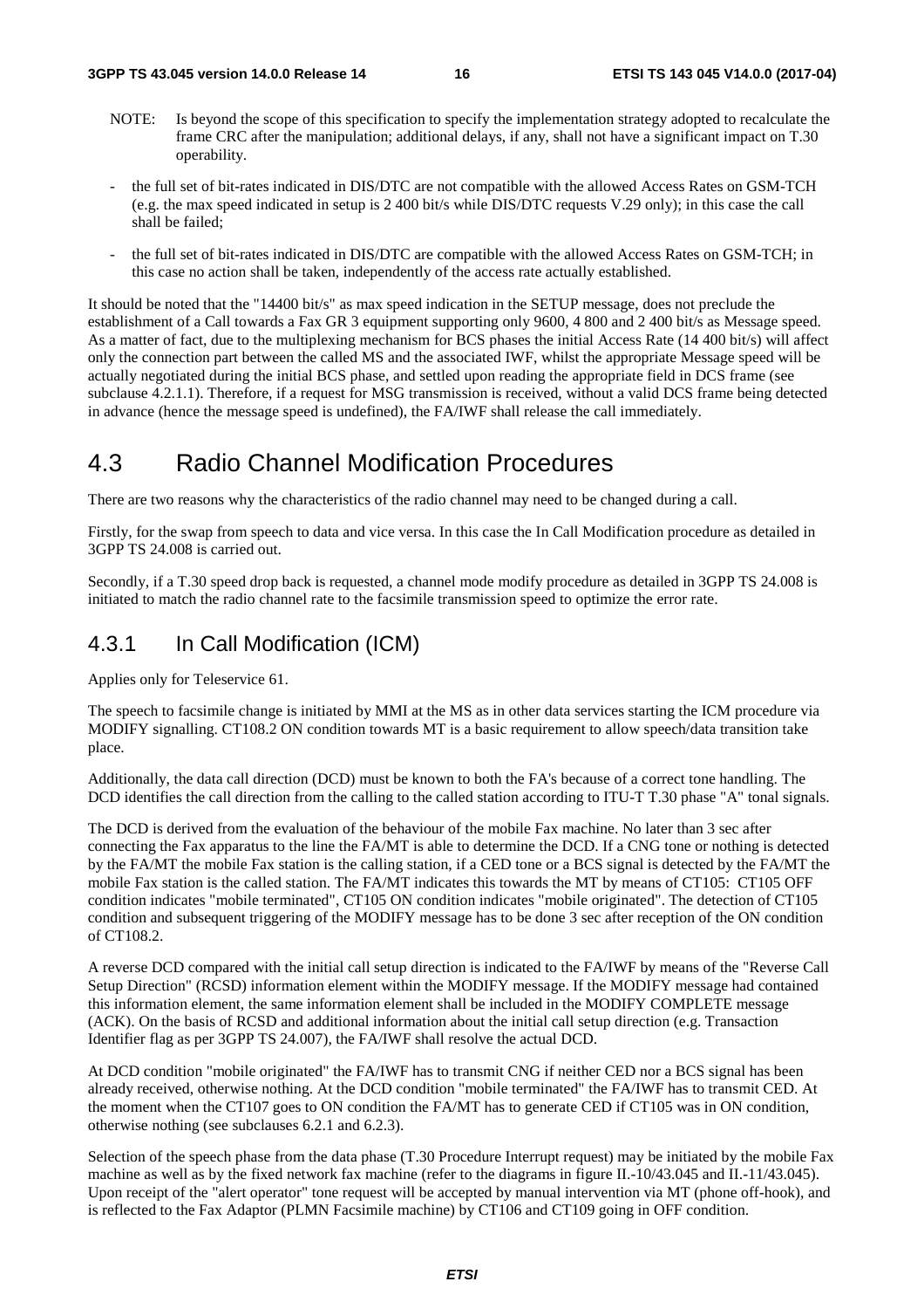NOTE: Is beyond the scope of this specification to specify the implementation strategy adopted to recalculate the frame CRC after the manipulation; additional delays, if any, shall not have a significant impact on T.30 operability.

- the full set of bit-rates indicated in DIS/DTC are not compatible with the allowed Access Rates on GSM-TCH (e.g. the max speed indicated in setup is 2 400 bit/s while DIS/DTC requests V.29 only); in this case the call shall be failed;
- the full set of bit-rates indicated in DIS/DTC are compatible with the allowed Access Rates on GSM-TCH; in this case no action shall be taken, independently of the access rate actually established.

It should be noted that the "14400 bit/s" as max speed indication in the SETUP message, does not preclude the establishment of a Call towards a Fax GR 3 equipment supporting only 9600, 4 800 and 2 400 bit/s as Message speed. As a matter of fact, due to the multiplexing mechanism for BCS phases the initial Access Rate (14 400 bit/s) will affect only the connection part between the called MS and the associated IWF, whilst the appropriate Message speed will be actually negotiated during the initial BCS phase, and settled upon reading the appropriate field in DCS frame (see subclause 4.2.1.1). Therefore, if a request for MSG transmission is received, without a valid DCS frame being detected in advance (hence the message speed is undefined), the FA/IWF shall release the call immediately.

## 4.3 Radio Channel Modification Procedures

There are two reasons why the characteristics of the radio channel may need to be changed during a call.

Firstly, for the swap from speech to data and vice versa. In this case the In Call Modification procedure as detailed in 3GPP TS 24.008 is carried out.

Secondly, if a T.30 speed drop back is requested, a channel mode modify procedure as detailed in 3GPP TS 24.008 is initiated to match the radio channel rate to the facsimile transmission speed to optimize the error rate.

### 4.3.1 In Call Modification (ICM)

Applies only for Teleservice 61.

The speech to facsimile change is initiated by MMI at the MS as in other data services starting the ICM procedure via MODIFY signalling. CT108.2 ON condition towards MT is a basic requirement to allow speech/data transition take place.

Additionally, the data call direction (DCD) must be known to both the FA's because of a correct tone handling. The DCD identifies the call direction from the calling to the called station according to ITU-T T.30 phase "A" tonal signals.

The DCD is derived from the evaluation of the behaviour of the mobile Fax machine. No later than 3 sec after connecting the Fax apparatus to the line the FA/MT is able to determine the DCD. If a CNG tone or nothing is detected by the FA/MT the mobile Fax station is the calling station, if a CED tone or a BCS signal is detected by the FA/MT the mobile Fax station is the called station. The FA/MT indicates this towards the MT by means of CT105: CT105 OFF condition indicates "mobile terminated", CT105 ON condition indicates "mobile originated". The detection of CT105 condition and subsequent triggering of the MODIFY message has to be done 3 sec after reception of the ON condition of CT108.2.

A reverse DCD compared with the initial call setup direction is indicated to the FA/IWF by means of the "Reverse Call Setup Direction" (RCSD) information element within the MODIFY message. If the MODIFY message had contained this information element, the same information element shall be included in the MODIFY COMPLETE message (ACK). On the basis of RCSD and additional information about the initial call setup direction (e.g. Transaction Identifier flag as per 3GPP TS 24.007), the FA/IWF shall resolve the actual DCD.

At DCD condition "mobile originated" the FA/IWF has to transmit CNG if neither CED nor a BCS signal has been already received, otherwise nothing. At the DCD condition "mobile terminated" the FA/IWF has to transmit CED. At the moment when the CT107 goes to ON condition the FA/MT has to generate CED if CT105 was in ON condition, otherwise nothing (see subclauses 6.2.1 and 6.2.3).

Selection of the speech phase from the data phase (T.30 Procedure Interrupt request) may be initiated by the mobile Fax machine as well as by the fixed network fax machine (refer to the diagrams in figure II.-10/43.045 and II.-11/43.045). Upon receipt of the "alert operator" tone request will be accepted by manual intervention via MT (phone off-hook), and is reflected to the Fax Adaptor (PLMN Facsimile machine) by CT106 and CT109 going in OFF condition.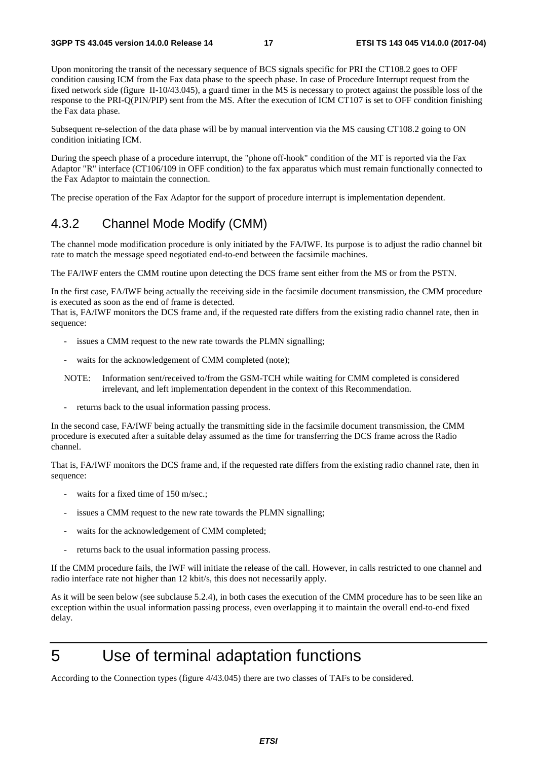Upon monitoring the transit of the necessary sequence of BCS signals specific for PRI the CT108.2 goes to OFF condition causing ICM from the Fax data phase to the speech phase. In case of Procedure Interrupt request from the fixed network side (figure II-10/43.045), a guard timer in the MS is necessary to protect against the possible loss of the response to the PRI-Q(PIN/PIP) sent from the MS. After the execution of ICM CT107 is set to OFF condition finishing the Fax data phase.

Subsequent re-selection of the data phase will be by manual intervention via the MS causing CT108.2 going to ON condition initiating ICM.

During the speech phase of a procedure interrupt, the "phone off-hook" condition of the MT is reported via the Fax Adaptor "R" interface (CT106/109 in OFF condition) to the fax apparatus which must remain functionally connected to the Fax Adaptor to maintain the connection.

The precise operation of the Fax Adaptor for the support of procedure interrupt is implementation dependent.

### 4.3.2 Channel Mode Modify (CMM)

The channel mode modification procedure is only initiated by the FA/IWF. Its purpose is to adjust the radio channel bit rate to match the message speed negotiated end-to-end between the facsimile machines.

The FA/IWF enters the CMM routine upon detecting the DCS frame sent either from the MS or from the PSTN.

In the first case, FA/IWF being actually the receiving side in the facsimile document transmission, the CMM procedure is executed as soon as the end of frame is detected.
That is, FA/IWF monitors the DCS frame and, if the requested rate differs from the existing radio channel rate, then in sequence:

- issues a CMM request to the new rate towards the PLMN signalling;
- waits for the acknowledgement of CMM completed (note);

NOTE: Information sent/received to/from the GSM-TCH while waiting for CMM completed is considered irrelevant, and left implementation dependent in the context of this Recommendation.

- returns back to the usual information passing process.

In the second case, FA/IWF being actually the transmitting side in the facsimile document transmission, the CMM procedure is executed after a suitable delay assumed as the time for transferring the DCS frame across the Radio channel.

That is, FA/IWF monitors the DCS frame and, if the requested rate differs from the existing radio channel rate, then in sequence:

- waits for a fixed time of 150 m/sec.;
- issues a CMM request to the new rate towards the PLMN signalling;
- waits for the acknowledgement of CMM completed;
- returns back to the usual information passing process.

If the CMM procedure fails, the IWF will initiate the release of the call. However, in calls restricted to one channel and radio interface rate not higher than 12 kbit/s, this does not necessarily apply.

As it will be seen below (see subclause 5.2.4), in both cases the execution of the CMM procedure has to be seen like an exception within the usual information passing process, even overlapping it to maintain the overall end-to-end fixed delay.

# 5 Use of terminal adaptation functions

According to the Connection types (figure 4/43.045) there are two classes of TAFs to be considered.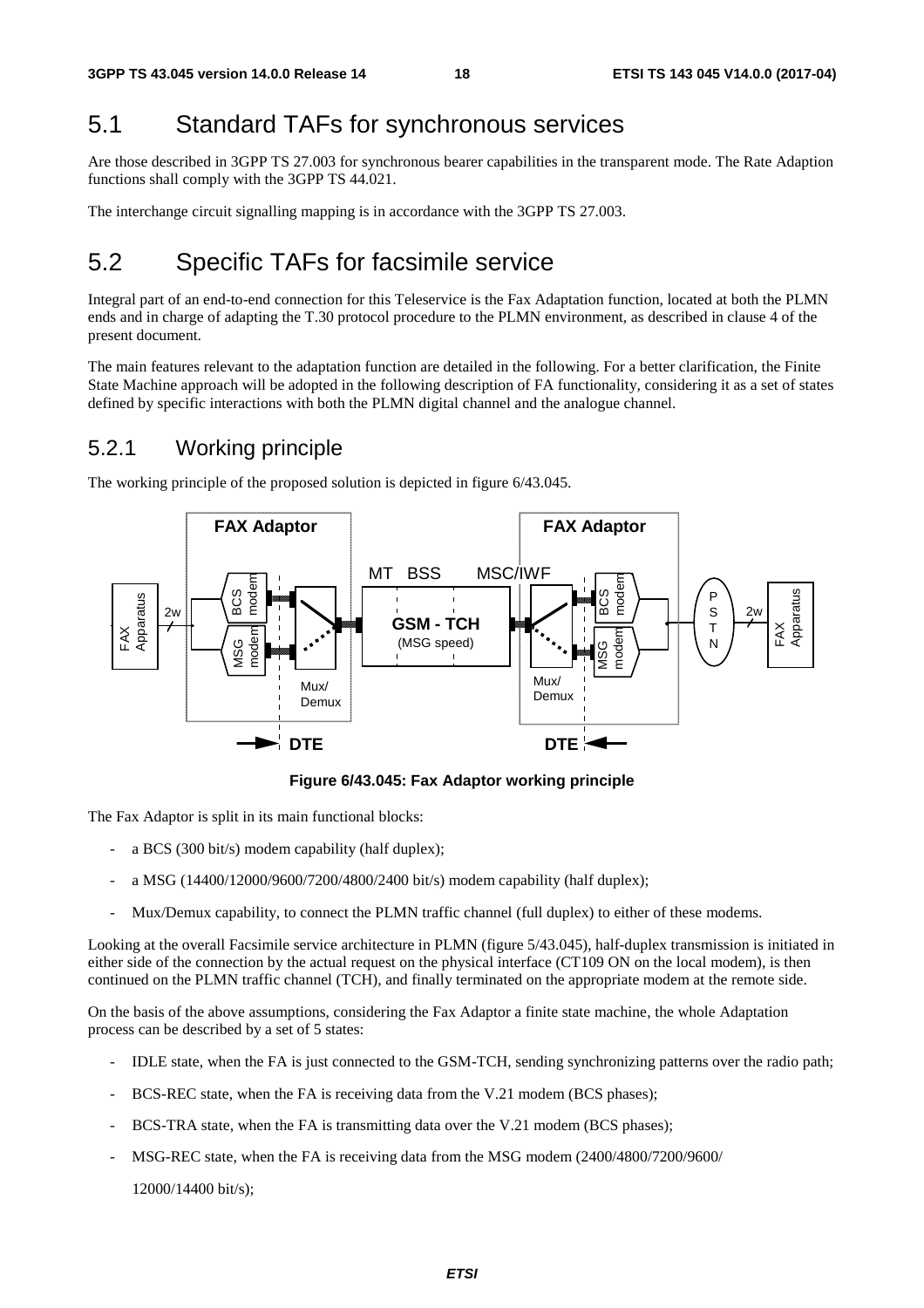## 5.1 Standard TAFs for synchronous services

Are those described in 3GPP TS 27.003 for synchronous bearer capabilities in the transparent mode. The Rate Adaption functions shall comply with the 3GPP TS 44.021.

The interchange circuit signalling mapping is in accordance with the 3GPP TS 27.003.

## 5.2 Specific TAFs for facsimile service

Integral part of an end-to-end connection for this Teleservice is the Fax Adaptation function, located at both the PLMN ends and in charge of adapting the T.30 protocol procedure to the PLMN environment, as described in clause 4 of the present document.

The main features relevant to the adaptation function are detailed in the following. For a better clarification, the Finite State Machine approach will be adopted in the following description of FA functionality, considering it as a set of states defined by specific interactions with both the PLMN digital channel and the analogue channel.

### 5.2.1 Working principle

The working principle of the proposed solution is depicted in figure 6/43.045.

**Figure 6/43.045: Fax Adaptor working principle**

The Fax Adaptor is split in its main functional blocks:

- a BCS (300 bit/s) modem capability (half duplex);
- a MSG (14400/12000/9600/7200/4800/2400 bit/s) modem capability (half duplex);
- Mux/Demux capability, to connect the PLMN traffic channel (full duplex) to either of these modems.

Looking at the overall Facsimile service architecture in PLMN (figure 5/43.045), half-duplex transmission is initiated in either side of the connection by the actual request on the physical interface (CT109 ON on the local modem), is then continued on the PLMN traffic channel (TCH), and finally terminated on the appropriate modem at the remote side.

On the basis of the above assumptions, considering the Fax Adaptor a finite state machine, the whole Adaptation process can be described by a set of 5 states:

- IDLE state, when the FA is just connected to the GSM-TCH, sending synchronizing patterns over the radio path;
- BCS-REC state, when the FA is receiving data from the V.21 modem (BCS phases);
- BCS-TRA state, when the FA is transmitting data over the V.21 modem (BCS phases);
- MSG-REC state, when the FA is receiving data from the MSG modem (2400/4800/7200/9600/

  12000/14400 bit/s);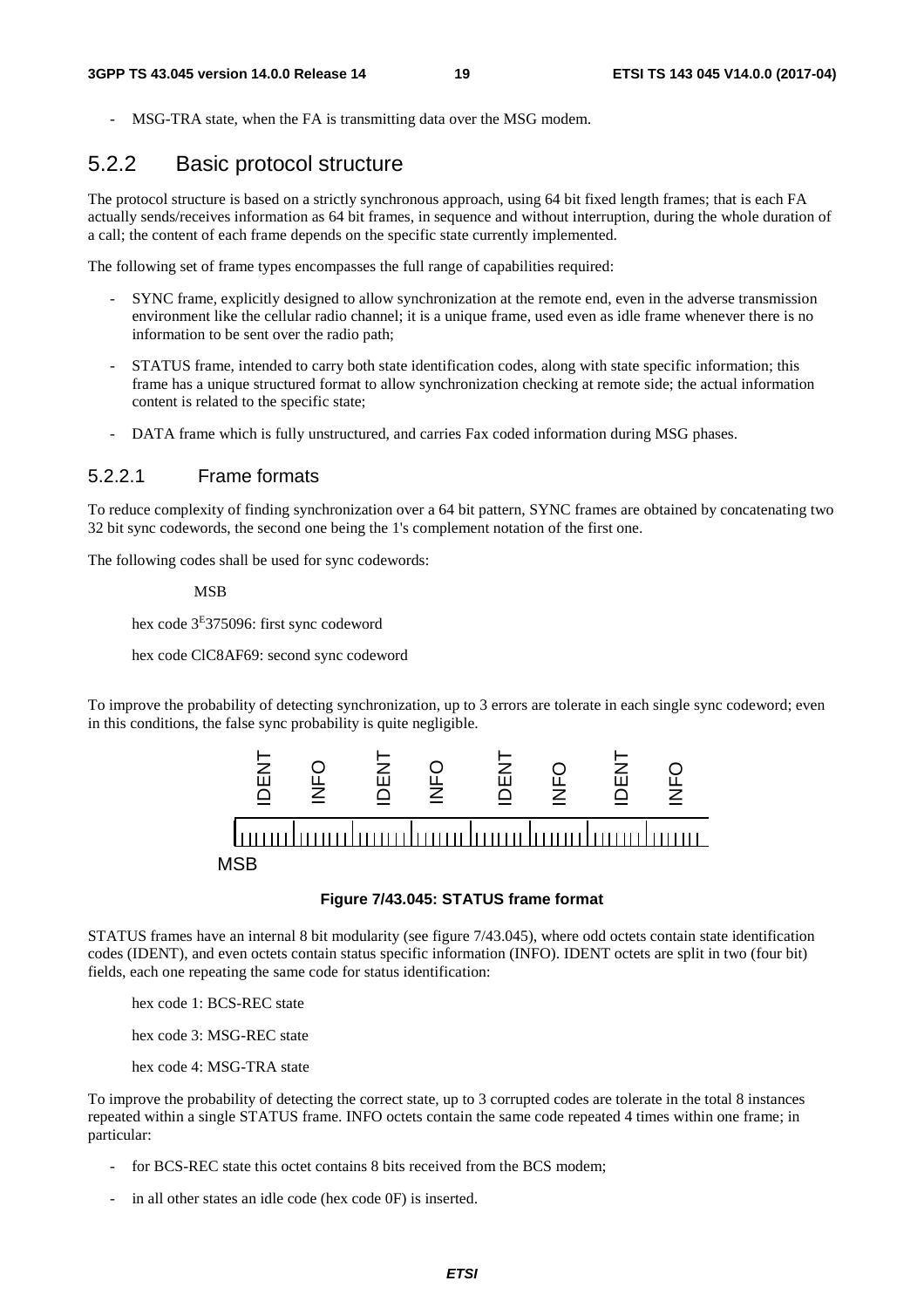- MSG-TRA state, when the FA is transmitting data over the MSG modem.

## 5.2.2 Basic protocol structure

The protocol structure is based on a strictly synchronous approach, using 64 bit fixed length frames; that is each FA actually sends/receives information as 64 bit frames, in sequence and without interruption, during the whole duration of a call; the content of each frame depends on the specific state currently implemented.

The following set of frame types encompasses the full range of capabilities required:

- SYNC frame, explicitly designed to allow synchronization at the remote end, even in the adverse transmission environment like the cellular radio channel; it is a unique frame, used even as idle frame whenever there is no information to be sent over the radio path;
- STATUS frame, intended to carry both state identification codes, along with state specific information; this frame has a unique structured format to allow synchronization checking at remote side; the actual information content is related to the specific state;
- DATA frame which is fully unstructured, and carries Fax coded information during MSG phases.

### 5.2.2.1 Frame formats

To reduce complexity of finding synchronization over a 64 bit pattern, SYNC frames are obtained by concatenating two 32 bit sync codewords, the second one being the 1's complement notation of the first one.

The following codes shall be used for sync codewords:

MSB

hex code 3[E]375096: first sync codeword

hex code ClC8AF69: second sync codeword

To improve the probability of detecting synchronization, up to 3 errors are tolerate in each single sync codeword; even in this conditions, the false sync probability is quite negligible.

| IDENT | INFO | IDENT | INFO | IDENT | INFO | IDENT | INFO |
|---|---|---|---|---|---|---|---|

MSB

**Figure 7/43.045: STATUS frame format**

STATUS frames have an internal 8 bit modularity (see figure 7/43.045), where odd octets contain state identification codes (IDENT), and even octets contain status specific information (INFO). IDENT octets are split in two (four bit) fields, each one repeating the same code for status identification:

hex code 1: BCS-REC state

hex code 3: MSG-REC state

hex code 4: MSG-TRA state

To improve the probability of detecting the correct state, up to 3 corrupted codes are tolerate in the total 8 instances repeated within a single STATUS frame. INFO octets contain the same code repeated 4 times within one frame; in particular:

- for BCS-REC state this octet contains 8 bits received from the BCS modem;
- in all other states an idle code (hex code 0F) is inserted.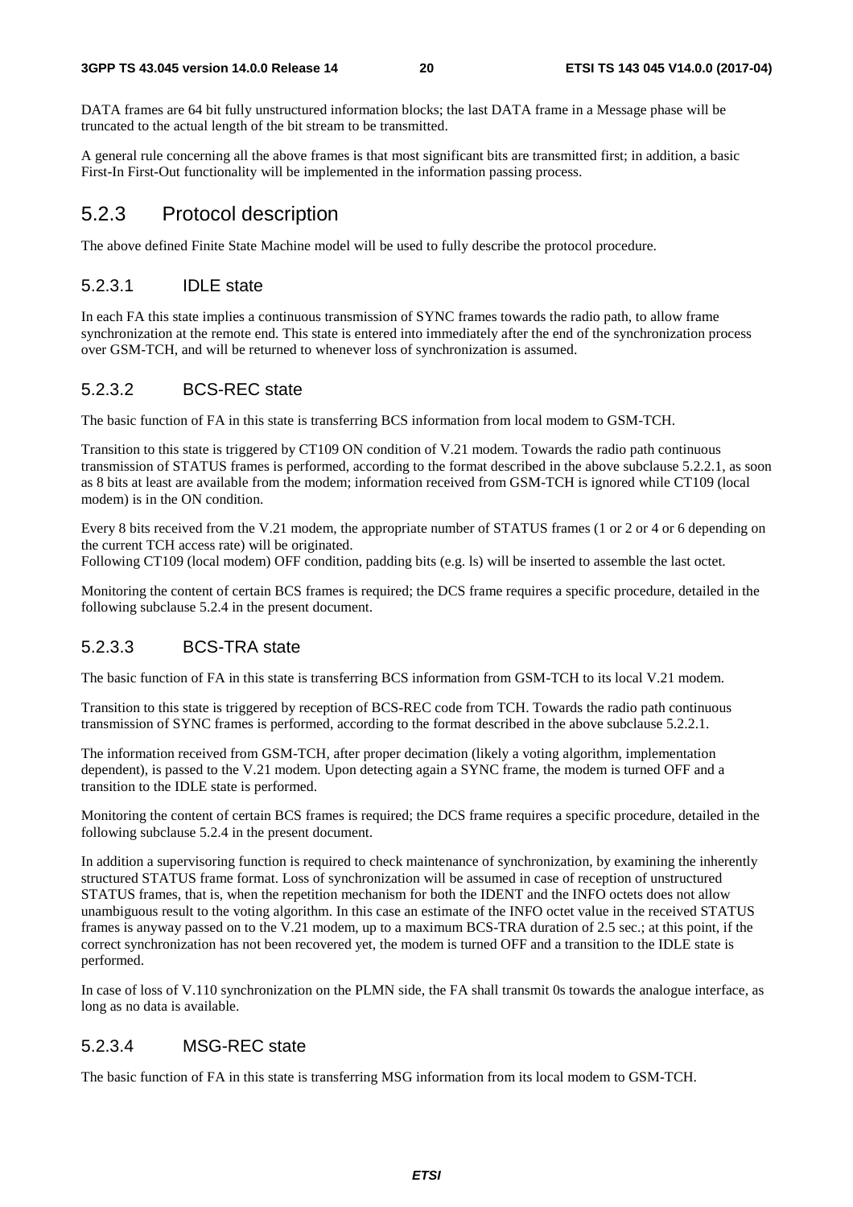DATA frames are 64 bit fully unstructured information blocks; the last DATA frame in a Message phase will be truncated to the actual length of the bit stream to be transmitted.

A general rule concerning all the above frames is that most significant bits are transmitted first; in addition, a basic First-In First-Out functionality will be implemented in the information passing process.

## 5.2.3 Protocol description

The above defined Finite State Machine model will be used to fully describe the protocol procedure.

### 5.2.3.1 IDLE state

In each FA this state implies a continuous transmission of SYNC frames towards the radio path, to allow frame synchronization at the remote end. This state is entered into immediately after the end of the synchronization process over GSM-TCH, and will be returned to whenever loss of synchronization is assumed.

### 5.2.3.2 BCS-REC state

The basic function of FA in this state is transferring BCS information from local modem to GSM-TCH.

Transition to this state is triggered by CT109 ON condition of V.21 modem. Towards the radio path continuous transmission of STATUS frames is performed, according to the format described in the above subclause 5.2.2.1, as soon as 8 bits at least are available from the modem; information received from GSM-TCH is ignored while CT109 (local modem) is in the ON condition.

Every 8 bits received from the V.21 modem, the appropriate number of STATUS frames (1 or 2 or 4 or 6 depending on the current TCH access rate) will be originated.
Following CT109 (local modem) OFF condition, padding bits (e.g. ls) will be inserted to assemble the last octet.

Monitoring the content of certain BCS frames is required; the DCS frame requires a specific procedure, detailed in the following subclause 5.2.4 in the present document.

### 5.2.3.3 BCS-TRA state

The basic function of FA in this state is transferring BCS information from GSM-TCH to its local V.21 modem.

Transition to this state is triggered by reception of BCS-REC code from TCH. Towards the radio path continuous transmission of SYNC frames is performed, according to the format described in the above subclause 5.2.2.1.

The information received from GSM-TCH, after proper decimation (likely a voting algorithm, implementation dependent), is passed to the V.21 modem. Upon detecting again a SYNC frame, the modem is turned OFF and a transition to the IDLE state is performed.

Monitoring the content of certain BCS frames is required; the DCS frame requires a specific procedure, detailed in the following subclause 5.2.4 in the present document.

In addition a supervisoring function is required to check maintenance of synchronization, by examining the inherently structured STATUS frame format. Loss of synchronization will be assumed in case of reception of unstructured STATUS frames, that is, when the repetition mechanism for both the IDENT and the INFO octets does not allow unambiguous result to the voting algorithm. In this case an estimate of the INFO octet value in the received STATUS frames is anyway passed on to the V.21 modem, up to a maximum BCS-TRA duration of 2.5 sec.; at this point, if the correct synchronization has not been recovered yet, the modem is turned OFF and a transition to the IDLE state is performed.

In case of loss of V.110 synchronization on the PLMN side, the FA shall transmit 0s towards the analogue interface, as long as no data is available.

### 5.2.3.4 MSG-REC state

The basic function of FA in this state is transferring MSG information from its local modem to GSM-TCH.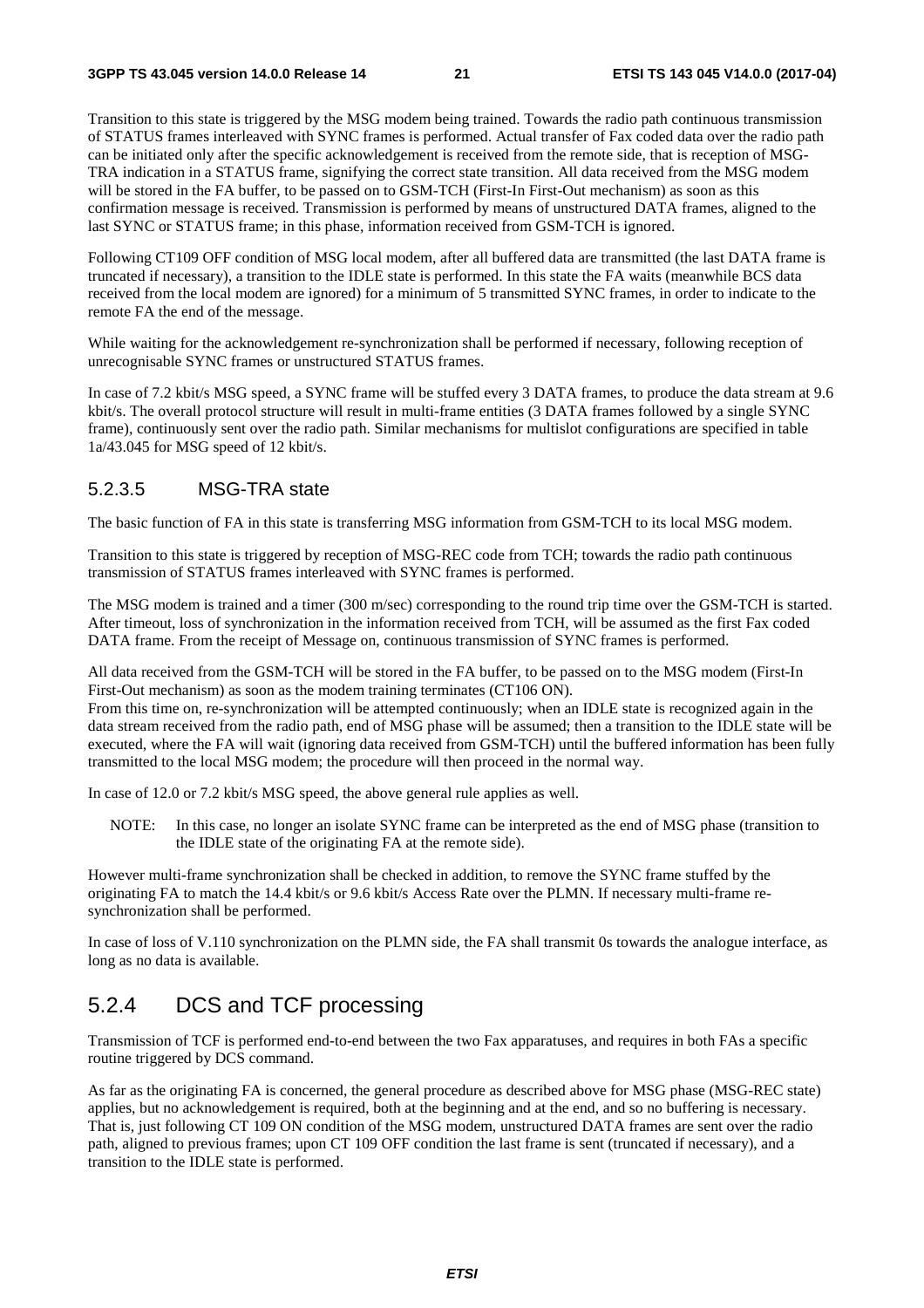Transition to this state is triggered by the MSG modem being trained. Towards the radio path continuous transmission of STATUS frames interleaved with SYNC frames is performed. Actual transfer of Fax coded data over the radio path can be initiated only after the specific acknowledgement is received from the remote side, that is reception of MSG-TRA indication in a STATUS frame, signifying the correct state transition. All data received from the MSG modem will be stored in the FA buffer, to be passed on to GSM-TCH (First-In First-Out mechanism) as soon as this confirmation message is received. Transmission is performed by means of unstructured DATA frames, aligned to the last SYNC or STATUS frame; in this phase, information received from GSM-TCH is ignored.

Following CT109 OFF condition of MSG local modem, after all buffered data are transmitted (the last DATA frame is truncated if necessary), a transition to the IDLE state is performed. In this state the FA waits (meanwhile BCS data received from the local modem are ignored) for a minimum of 5 transmitted SYNC frames, in order to indicate to the remote FA the end of the message.

While waiting for the acknowledgement re-synchronization shall be performed if necessary, following reception of unrecognisable SYNC frames or unstructured STATUS frames.

In case of 7.2 kbit/s MSG speed, a SYNC frame will be stuffed every 3 DATA frames, to produce the data stream at 9.6 kbit/s. The overall protocol structure will result in multi-frame entities (3 DATA frames followed by a single SYNC frame), continuously sent over the radio path. Similar mechanisms for multislot configurations are specified in table 1a/43.045 for MSG speed of 12 kbit/s.

#### 5.2.3.5 MSG-TRA state

The basic function of FA in this state is transferring MSG information from GSM-TCH to its local MSG modem.

Transition to this state is triggered by reception of MSG-REC code from TCH; towards the radio path continuous transmission of STATUS frames interleaved with SYNC frames is performed.

The MSG modem is trained and a timer (300 m/sec) corresponding to the round trip time over the GSM-TCH is started. After timeout, loss of synchronization in the information received from TCH, will be assumed as the first Fax coded DATA frame. From the receipt of Message on, continuous transmission of SYNC frames is performed.

All data received from the GSM-TCH will be stored in the FA buffer, to be passed on to the MSG modem (First-In First-Out mechanism) as soon as the modem training terminates (CT106 ON).
From this time on, re-synchronization will be attempted continuously; when an IDLE state is recognized again in the data stream received from the radio path, end of MSG phase will be assumed; then a transition to the IDLE state will be executed, where the FA will wait (ignoring data received from GSM-TCH) until the buffered information has been fully transmitted to the local MSG modem; the procedure will then proceed in the normal way.

In case of 12.0 or 7.2 kbit/s MSG speed, the above general rule applies as well.

NOTE: In this case, no longer an isolate SYNC frame can be interpreted as the end of MSG phase (transition to the IDLE state of the originating FA at the remote side).

However multi-frame synchronization shall be checked in addition, to remove the SYNC frame stuffed by the originating FA to match the 14.4 kbit/s or 9.6 kbit/s Access Rate over the PLMN. If necessary multi-frame re-synchronization shall be performed.

In case of loss of V.110 synchronization on the PLMN side, the FA shall transmit 0s towards the analogue interface, as long as no data is available.

### 5.2.4 DCS and TCF processing

Transmission of TCF is performed end-to-end between the two Fax apparatuses, and requires in both FAs a specific routine triggered by DCS command.

As far as the originating FA is concerned, the general procedure as described above for MSG phase (MSG-REC state) applies, but no acknowledgement is required, both at the beginning and at the end, and so no buffering is necessary. That is, just following CT 109 ON condition of the MSG modem, unstructured DATA frames are sent over the radio path, aligned to previous frames; upon CT 109 OFF condition the last frame is sent (truncated if necessary), and a transition to the IDLE state is performed.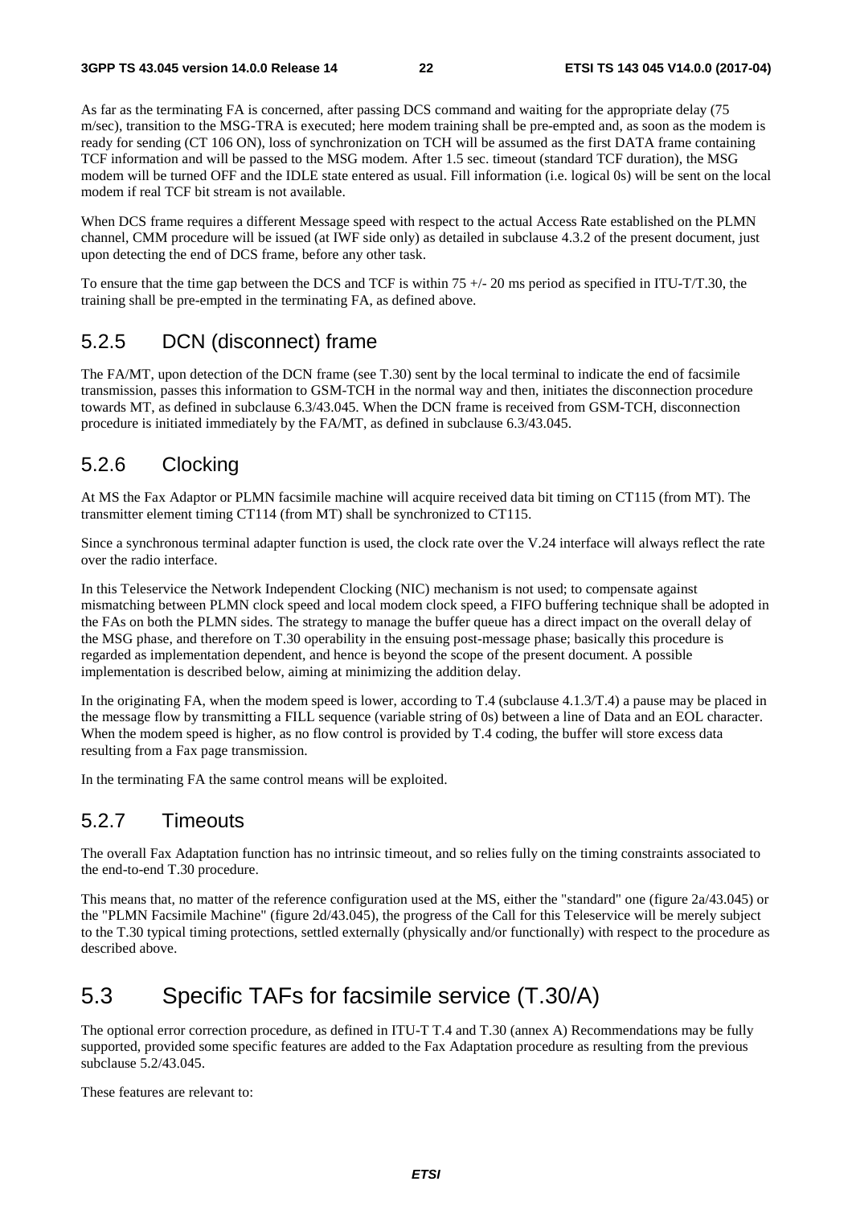As far as the terminating FA is concerned, after passing DCS command and waiting for the appropriate delay (75 m/sec), transition to the MSG-TRA is executed; here modem training shall be pre-empted and, as soon as the modem is ready for sending (CT 106 ON), loss of synchronization on TCH will be assumed as the first DATA frame containing TCF information and will be passed to the MSG modem. After 1.5 sec. timeout (standard TCF duration), the MSG modem will be turned OFF and the IDLE state entered as usual. Fill information (i.e. logical 0s) will be sent on the local modem if real TCF bit stream is not available.

When DCS frame requires a different Message speed with respect to the actual Access Rate established on the PLMN channel, CMM procedure will be issued (at IWF side only) as detailed in subclause 4.3.2 of the present document, just upon detecting the end of DCS frame, before any other task.

To ensure that the time gap between the DCS and TCF is within 75 +/- 20 ms period as specified in ITU-T/T.30, the training shall be pre-empted in the terminating FA, as defined above.

### 5.2.5 DCN (disconnect) frame

The FA/MT, upon detection of the DCN frame (see T.30) sent by the local terminal to indicate the end of facsimile transmission, passes this information to GSM-TCH in the normal way and then, initiates the disconnection procedure towards MT, as defined in subclause 6.3/43.045. When the DCN frame is received from GSM-TCH, disconnection procedure is initiated immediately by the FA/MT, as defined in subclause 6.3/43.045.

### 5.2.6 Clocking

At MS the Fax Adaptor or PLMN facsimile machine will acquire received data bit timing on CT115 (from MT). The transmitter element timing CT114 (from MT) shall be synchronized to CT115.

Since a synchronous terminal adapter function is used, the clock rate over the V.24 interface will always reflect the rate over the radio interface.

In this Teleservice the Network Independent Clocking (NIC) mechanism is not used; to compensate against mismatching between PLMN clock speed and local modem clock speed, a FIFO buffering technique shall be adopted in the FAs on both the PLMN sides. The strategy to manage the buffer queue has a direct impact on the overall delay of the MSG phase, and therefore on T.30 operability in the ensuing post-message phase; basically this procedure is regarded as implementation dependent, and hence is beyond the scope of the present document. A possible implementation is described below, aiming at minimizing the addition delay.

In the originating FA, when the modem speed is lower, according to T.4 (subclause 4.1.3/T.4) a pause may be placed in the message flow by transmitting a FILL sequence (variable string of 0s) between a line of Data and an EOL character. When the modem speed is higher, as no flow control is provided by T.4 coding, the buffer will store excess data resulting from a Fax page transmission.

In the terminating FA the same control means will be exploited.

### 5.2.7 Timeouts

The overall Fax Adaptation function has no intrinsic timeout, and so relies fully on the timing constraints associated to the end-to-end T.30 procedure.

This means that, no matter of the reference configuration used at the MS, either the "standard" one (figure 2a/43.045) or the "PLMN Facsimile Machine" (figure 2d/43.045), the progress of the Call for this Teleservice will be merely subject to the T.30 typical timing protections, settled externally (physically and/or functionally) with respect to the procedure as described above.

## 5.3 Specific TAFs for facsimile service (T.30/A)

The optional error correction procedure, as defined in ITU-T T.4 and T.30 (annex A) Recommendations may be fully supported, provided some specific features are added to the Fax Adaptation procedure as resulting from the previous subclause 5.2/43.045.

These features are relevant to: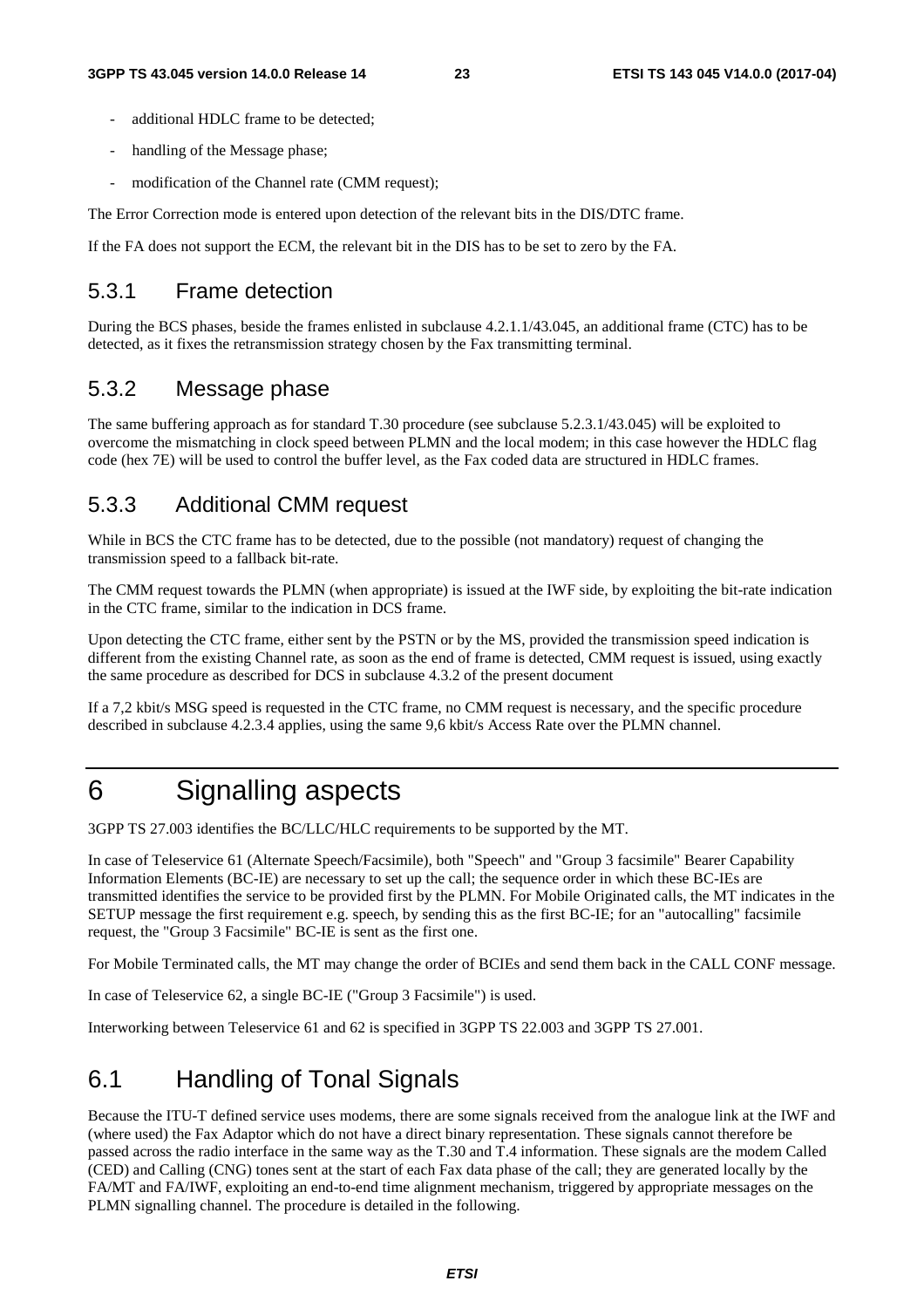- additional HDLC frame to be detected;
- handling of the Message phase;
- modification of the Channel rate (CMM request);

The Error Correction mode is entered upon detection of the relevant bits in the DIS/DTC frame.

If the FA does not support the ECM, the relevant bit in the DIS has to be set to zero by the FA.

### 5.3.1 Frame detection

During the BCS phases, beside the frames enlisted in subclause 4.2.1.1/43.045, an additional frame (CTC) has to be detected, as it fixes the retransmission strategy chosen by the Fax transmitting terminal.

### 5.3.2 Message phase

The same buffering approach as for standard T.30 procedure (see subclause 5.2.3.1/43.045) will be exploited to overcome the mismatching in clock speed between PLMN and the local modem; in this case however the HDLC flag code (hex 7E) will be used to control the buffer level, as the Fax coded data are structured in HDLC frames.

### 5.3.3 Additional CMM request

While in BCS the CTC frame has to be detected, due to the possible (not mandatory) request of changing the transmission speed to a fallback bit-rate.

The CMM request towards the PLMN (when appropriate) is issued at the IWF side, by exploiting the bit-rate indication in the CTC frame, similar to the indication in DCS frame.

Upon detecting the CTC frame, either sent by the PSTN or by the MS, provided the transmission speed indication is different from the existing Channel rate, as soon as the end of frame is detected, CMM request is issued, using exactly the same procedure as described for DCS in subclause 4.3.2 of the present document

If a 7,2 kbit/s MSG speed is requested in the CTC frame, no CMM request is necessary, and the specific procedure described in subclause 4.2.3.4 applies, using the same 9,6 kbit/s Access Rate over the PLMN channel.

# 6 Signalling aspects

3GPP TS 27.003 identifies the BC/LLC/HLC requirements to be supported by the MT.

In case of Teleservice 61 (Alternate Speech/Facsimile), both "Speech" and "Group 3 facsimile" Bearer Capability Information Elements (BC-IE) are necessary to set up the call; the sequence order in which these BC-IEs are transmitted identifies the service to be provided first by the PLMN. For Mobile Originated calls, the MT indicates in the SETUP message the first requirement e.g. speech, by sending this as the first BC-IE; for an "autocalling" facsimile request, the "Group 3 Facsimile" BC-IE is sent as the first one.

For Mobile Terminated calls, the MT may change the order of BCIEs and send them back in the CALL CONF message.

In case of Teleservice 62, a single BC-IE ("Group 3 Facsimile") is used.

Interworking between Teleservice 61 and 62 is specified in 3GPP TS 22.003 and 3GPP TS 27.001.

## 6.1 Handling of Tonal Signals

Because the ITU-T defined service uses modems, there are some signals received from the analogue link at the IWF and (where used) the Fax Adaptor which do not have a direct binary representation. These signals cannot therefore be passed across the radio interface in the same way as the T.30 and T.4 information. These signals are the modem Called (CED) and Calling (CNG) tones sent at the start of each Fax data phase of the call; they are generated locally by the FA/MT and FA/IWF, exploiting an end-to-end time alignment mechanism, triggered by appropriate messages on the PLMN signalling channel. The procedure is detailed in the following.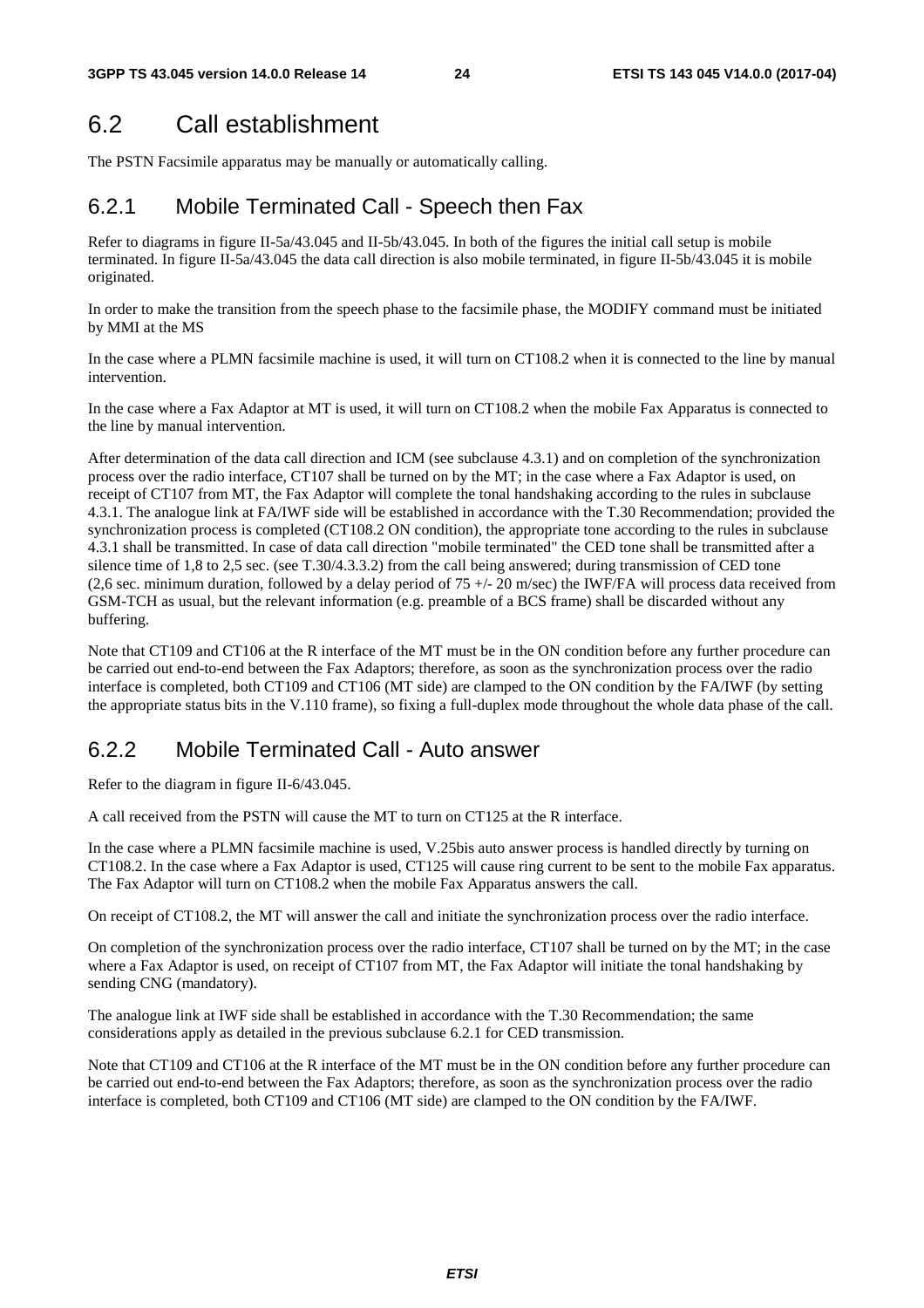## 6.2 Call establishment

The PSTN Facsimile apparatus may be manually or automatically calling.

### 6.2.1 Mobile Terminated Call - Speech then Fax

Refer to diagrams in figure II-5a/43.045 and II-5b/43.045. In both of the figures the initial call setup is mobile terminated. In figure II-5a/43.045 the data call direction is also mobile terminated, in figure II-5b/43.045 it is mobile originated.

In order to make the transition from the speech phase to the facsimile phase, the MODIFY command must be initiated by MMI at the MS

In the case where a PLMN facsimile machine is used, it will turn on CT108.2 when it is connected to the line by manual intervention.

In the case where a Fax Adaptor at MT is used, it will turn on CT108.2 when the mobile Fax Apparatus is connected to the line by manual intervention.

After determination of the data call direction and ICM (see subclause 4.3.1) and on completion of the synchronization process over the radio interface, CT107 shall be turned on by the MT; in the case where a Fax Adaptor is used, on receipt of CT107 from MT, the Fax Adaptor will complete the tonal handshaking according to the rules in subclause 4.3.1. The analogue link at FA/IWF side will be established in accordance with the T.30 Recommendation; provided the synchronization process is completed (CT108.2 ON condition), the appropriate tone according to the rules in subclause 4.3.1 shall be transmitted. In case of data call direction "mobile terminated" the CED tone shall be transmitted after a silence time of 1,8 to 2,5 sec. (see T.30/4.3.3.2) from the call being answered; during transmission of CED tone (2,6 sec. minimum duration, followed by a delay period of 75 +/- 20 m/sec) the IWF/FA will process data received from GSM-TCH as usual, but the relevant information (e.g. preamble of a BCS frame) shall be discarded without any buffering.

Note that CT109 and CT106 at the R interface of the MT must be in the ON condition before any further procedure can be carried out end-to-end between the Fax Adaptors; therefore, as soon as the synchronization process over the radio interface is completed, both CT109 and CT106 (MT side) are clamped to the ON condition by the FA/IWF (by setting the appropriate status bits in the V.110 frame), so fixing a full-duplex mode throughout the whole data phase of the call.

### 6.2.2 Mobile Terminated Call - Auto answer

Refer to the diagram in figure II-6/43.045.

A call received from the PSTN will cause the MT to turn on CT125 at the R interface.

In the case where a PLMN facsimile machine is used, V.25bis auto answer process is handled directly by turning on CT108.2. In the case where a Fax Adaptor is used, CT125 will cause ring current to be sent to the mobile Fax apparatus. The Fax Adaptor will turn on CT108.2 when the mobile Fax Apparatus answers the call.

On receipt of CT108.2, the MT will answer the call and initiate the synchronization process over the radio interface.

On completion of the synchronization process over the radio interface, CT107 shall be turned on by the MT; in the case where a Fax Adaptor is used, on receipt of CT107 from MT, the Fax Adaptor will initiate the tonal handshaking by sending CNG (mandatory).

The analogue link at IWF side shall be established in accordance with the T.30 Recommendation; the same considerations apply as detailed in the previous subclause 6.2.1 for CED transmission.

Note that CT109 and CT106 at the R interface of the MT must be in the ON condition before any further procedure can be carried out end-to-end between the Fax Adaptors; therefore, as soon as the synchronization process over the radio interface is completed, both CT109 and CT106 (MT side) are clamped to the ON condition by the FA/IWF.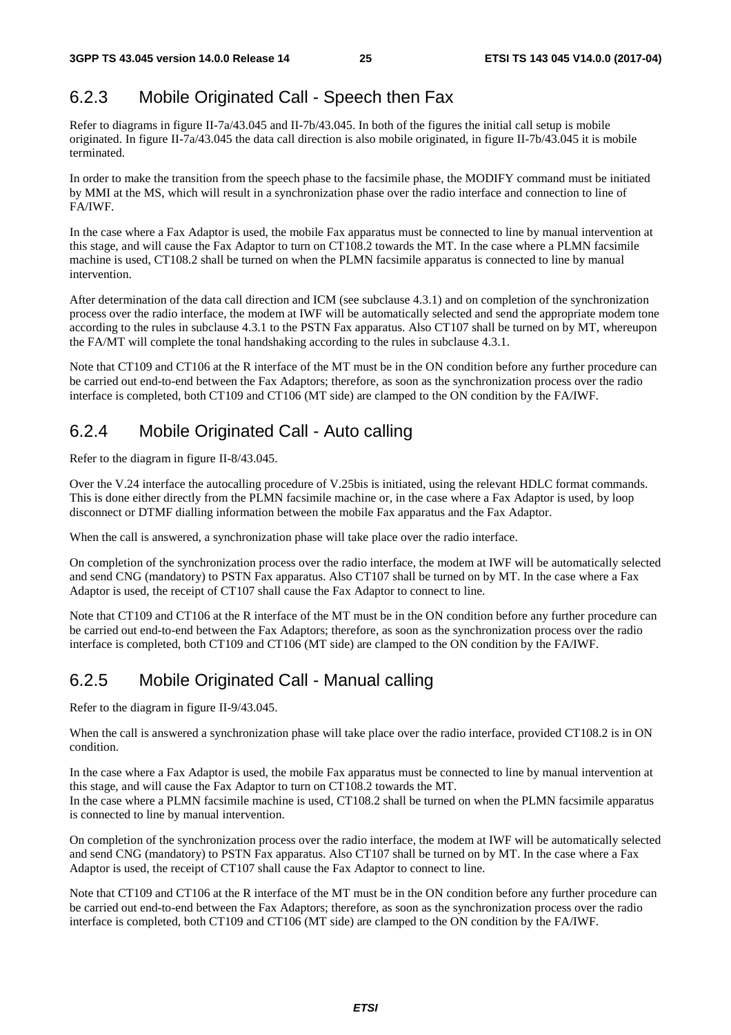### 6.2.3 Mobile Originated Call - Speech then Fax

Refer to diagrams in figure II-7a/43.045 and II-7b/43.045. In both of the figures the initial call setup is mobile originated. In figure II-7a/43.045 the data call direction is also mobile originated, in figure II-7b/43.045 it is mobile terminated.

In order to make the transition from the speech phase to the facsimile phase, the MODIFY command must be initiated by MMI at the MS, which will result in a synchronization phase over the radio interface and connection to line of FA/IWF.

In the case where a Fax Adaptor is used, the mobile Fax apparatus must be connected to line by manual intervention at this stage, and will cause the Fax Adaptor to turn on CT108.2 towards the MT. In the case where a PLMN facsimile machine is used, CT108.2 shall be turned on when the PLMN facsimile apparatus is connected to line by manual intervention.

After determination of the data call direction and ICM (see subclause 4.3.1) and on completion of the synchronization process over the radio interface, the modem at IWF will be automatically selected and send the appropriate modem tone according to the rules in subclause 4.3.1 to the PSTN Fax apparatus. Also CT107 shall be turned on by MT, whereupon the FA/MT will complete the tonal handshaking according to the rules in subclause 4.3.1.

Note that CT109 and CT106 at the R interface of the MT must be in the ON condition before any further procedure can be carried out end-to-end between the Fax Adaptors; therefore, as soon as the synchronization process over the radio interface is completed, both CT109 and CT106 (MT side) are clamped to the ON condition by the FA/IWF.

### 6.2.4 Mobile Originated Call - Auto calling

Refer to the diagram in figure II-8/43.045.

Over the V.24 interface the autocalling procedure of V.25bis is initiated, using the relevant HDLC format commands. This is done either directly from the PLMN facsimile machine or, in the case where a Fax Adaptor is used, by loop disconnect or DTMF dialling information between the mobile Fax apparatus and the Fax Adaptor.

When the call is answered, a synchronization phase will take place over the radio interface.

On completion of the synchronization process over the radio interface, the modem at IWF will be automatically selected and send CNG (mandatory) to PSTN Fax apparatus. Also CT107 shall be turned on by MT. In the case where a Fax Adaptor is used, the receipt of CT107 shall cause the Fax Adaptor to connect to line.

Note that CT109 and CT106 at the R interface of the MT must be in the ON condition before any further procedure can be carried out end-to-end between the Fax Adaptors; therefore, as soon as the synchronization process over the radio interface is completed, both CT109 and CT106 (MT side) are clamped to the ON condition by the FA/IWF.

### 6.2.5 Mobile Originated Call - Manual calling

Refer to the diagram in figure II-9/43.045.

When the call is answered a synchronization phase will take place over the radio interface, provided CT108.2 is in ON condition.

In the case where a Fax Adaptor is used, the mobile Fax apparatus must be connected to line by manual intervention at this stage, and will cause the Fax Adaptor to turn on CT108.2 towards the MT.
In the case where a PLMN facsimile machine is used, CT108.2 shall be turned on when the PLMN facsimile apparatus is connected to line by manual intervention.

On completion of the synchronization process over the radio interface, the modem at IWF will be automatically selected and send CNG (mandatory) to PSTN Fax apparatus. Also CT107 shall be turned on by MT. In the case where a Fax Adaptor is used, the receipt of CT107 shall cause the Fax Adaptor to connect to line.

Note that CT109 and CT106 at the R interface of the MT must be in the ON condition before any further procedure can be carried out end-to-end between the Fax Adaptors; therefore, as soon as the synchronization process over the radio interface is completed, both CT109 and CT106 (MT side) are clamped to the ON condition by the FA/IWF.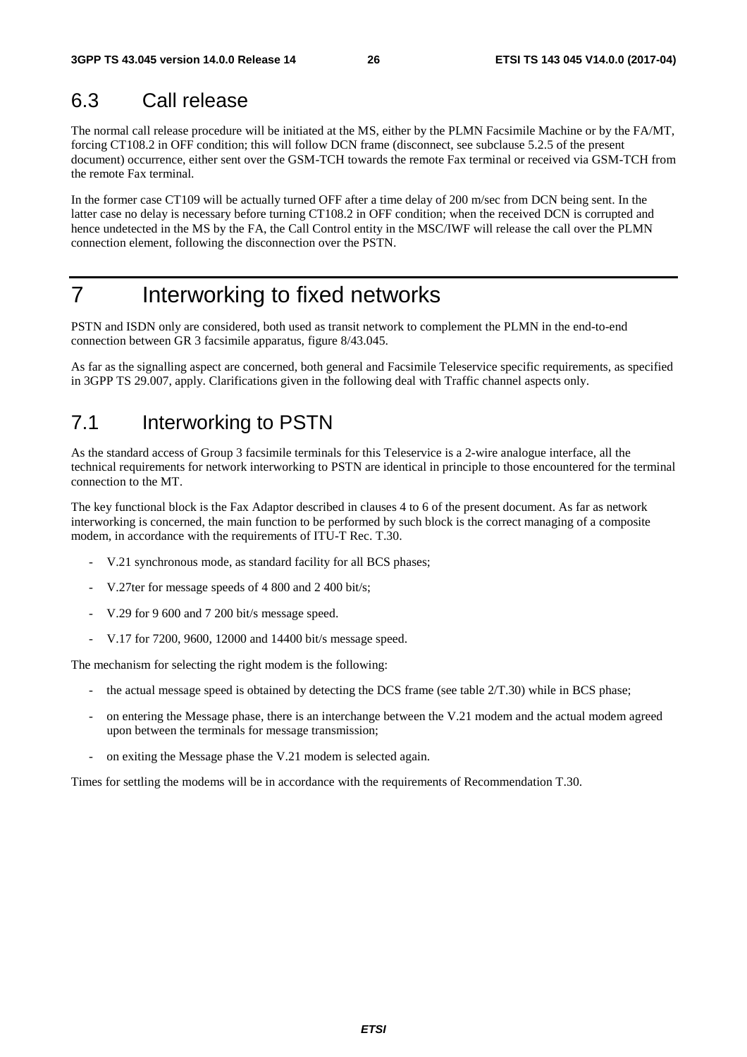## 6.3 Call release

The normal call release procedure will be initiated at the MS, either by the PLMN Facsimile Machine or by the FA/MT, forcing CT108.2 in OFF condition; this will follow DCN frame (disconnect, see subclause 5.2.5 of the present document) occurrence, either sent over the GSM-TCH towards the remote Fax terminal or received via GSM-TCH from the remote Fax terminal.

In the former case CT109 will be actually turned OFF after a time delay of 200 m/sec from DCN being sent. In the latter case no delay is necessary before turning CT108.2 in OFF condition; when the received DCN is corrupted and hence undetected in the MS by the FA, the Call Control entity in the MSC/IWF will release the call over the PLMN connection element, following the disconnection over the PSTN.

# 7 Interworking to fixed networks

PSTN and ISDN only are considered, both used as transit network to complement the PLMN in the end-to-end connection between GR 3 facsimile apparatus, figure 8/43.045.

As far as the signalling aspect are concerned, both general and Facsimile Teleservice specific requirements, as specified in 3GPP TS 29.007, apply. Clarifications given in the following deal with Traffic channel aspects only.

## 7.1 Interworking to PSTN

As the standard access of Group 3 facsimile terminals for this Teleservice is a 2-wire analogue interface, all the technical requirements for network interworking to PSTN are identical in principle to those encountered for the terminal connection to the MT.

The key functional block is the Fax Adaptor described in clauses 4 to 6 of the present document. As far as network interworking is concerned, the main function to be performed by such block is the correct managing of a composite modem, in accordance with the requirements of ITU-T Rec. T.30.

- V.21 synchronous mode, as standard facility for all BCS phases;
- V.27ter for message speeds of 4 800 and 2 400 bit/s;
- V.29 for 9 600 and 7 200 bit/s message speed.
- V.17 for 7200, 9600, 12000 and 14400 bit/s message speed.

The mechanism for selecting the right modem is the following:

- the actual message speed is obtained by detecting the DCS frame (see table 2/T.30) while in BCS phase;
- on entering the Message phase, there is an interchange between the V.21 modem and the actual modem agreed upon between the terminals for message transmission;
- on exiting the Message phase the V.21 modem is selected again.

Times for settling the modems will be in accordance with the requirements of Recommendation T.30.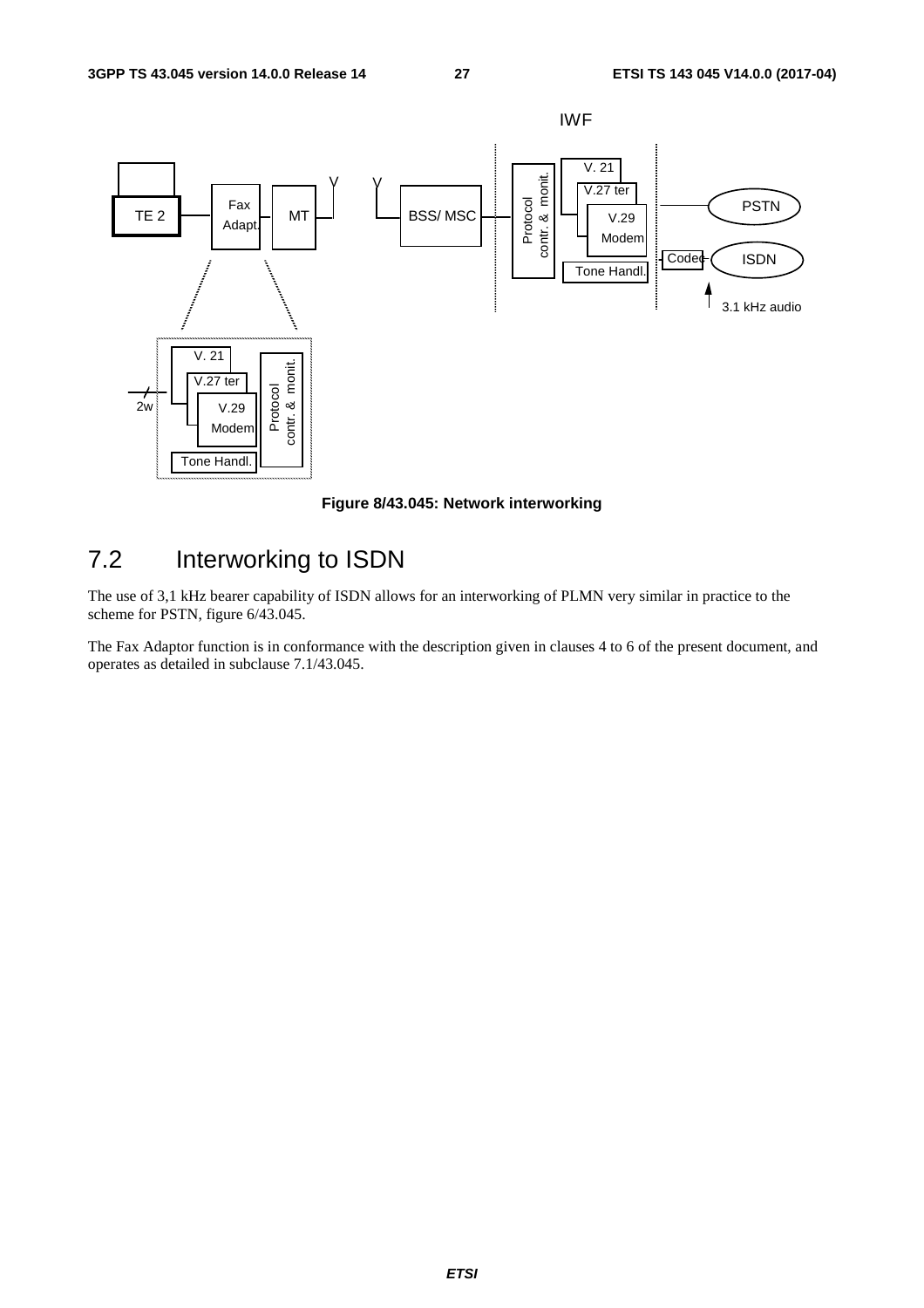**Figure 8/43.045: Network interworking**

## 7.2 Interworking to ISDN

The use of 3,1 kHz bearer capability of ISDN allows for an interworking of PLMN very similar in practice to the scheme for PSTN, figure 6/43.045.

The Fax Adaptor function is in conformance with the description given in clauses 4 to 6 of the present document, and operates as detailed in subclause 7.1/43.045.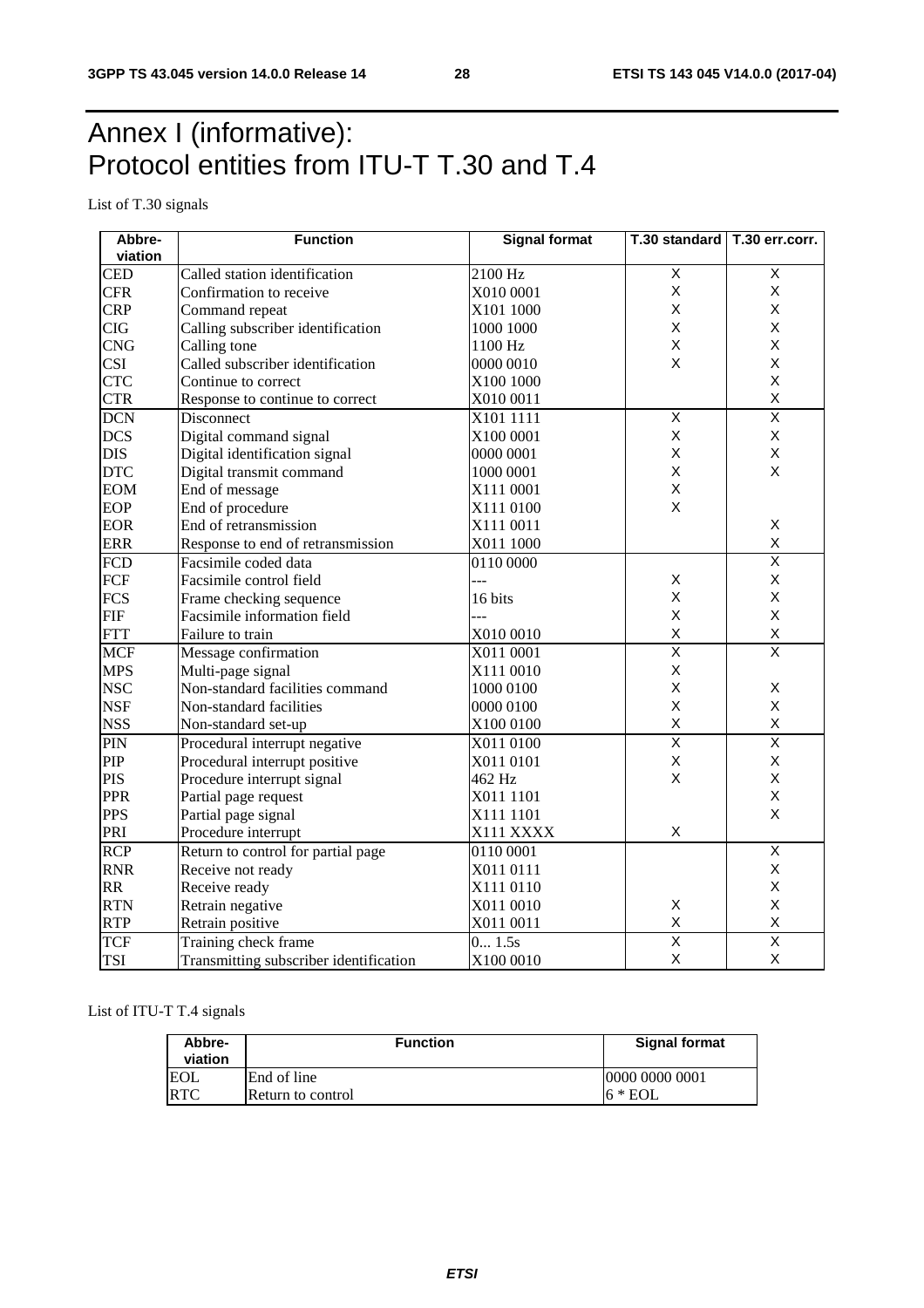# Annex I (informative): Protocol entities from ITU-T T.30 and T.4

List of T.30 signals

| Abbre-viation | Function | Signal format | T.30 standard | T.30 err.corr. |
|---|---|---|---|---|
| CED | Called station identification | 2100 Hz | X | X |
| CFR | Confirmation to receive | X010 0001 | X | X |
| CRP | Command repeat | X101 1000 | X | X |
| CIG | Calling subscriber identification | 1000 1000 | X | X |
| CNG | Calling tone | 1100 Hz | X | X |
| CSI | Called subscriber identification | 0000 0010 | X | X |
| CTC | Continue to correct | X100 1000 | | X |
| CTR | Response to continue to correct | X010 0011 | | X |
| DCN | Disconnect | X101 1111 | X | X |
| DCS | Digital command signal | X100 0001 | X | X |
| DIS | Digital identification signal | 0000 0001 | X | X |
| DTC | Digital transmit command | 1000 0001 | X | X |
| EOM | End of message | X111 0001 | X | |
| EOP | End of procedure | X111 0100 | X | |
| EOR | End of retransmission | X111 0011 | | X |
| ERR | Response to end of retransmission | X011 1000 | | X |
| FCD | Facsimile coded data | 0110 0000 | | X |
| FCF | Facsimile control field | --- | X | X |
| FCS | Frame checking sequence | 16 bits | X | X |
| FIF | Facsimile information field | --- | X | X |
| FTT | Failure to train | X010 0010 | X | X |
| MCF | Message confirmation | X011 0001 | X | X |
| MPS | Multi-page signal | X111 0010 | X | |
| NSC | Non-standard facilities command | 1000 0100 | X | X |
| NSF | Non-standard facilities | 0000 0100 | X | X |
| NSS | Non-standard set-up | X100 0100 | X | X |
| PIN | Procedural interrupt negative | X011 0100 | X | X |
| PIP | Procedural interrupt positive | X011 0101 | X | X |
| PIS | Procedure interrupt signal | 462 Hz | X | X |
| PPR | Partial page request | X011 1101 | | X |
| PPS | Partial page signal | X111 1101 | | X |
| PRI | Procedure interrupt | X111 XXXX | X | |
| RCP | Return to control for partial page | 0110 0001 | | X |
| RNR | Receive not ready | X011 0111 | | X |
| RR | Receive ready | X111 0110 | | X |
| RTN | Retrain negative | X011 0010 | X | X |
| RTP | Retrain positive | X011 0011 | X | X |
| TCF | Training check frame | 0... 1.5s | X | X |
| TSI | Transmitting subscriber identification | X100 0010 | X | X |

List of ITU-T T.4 signals

| Abbre-viation | Function | Signal format |
|---|---|---|
| EOL | End of line | 0000 0000 0001 |
| RTC | Return to control | 6 * EOL |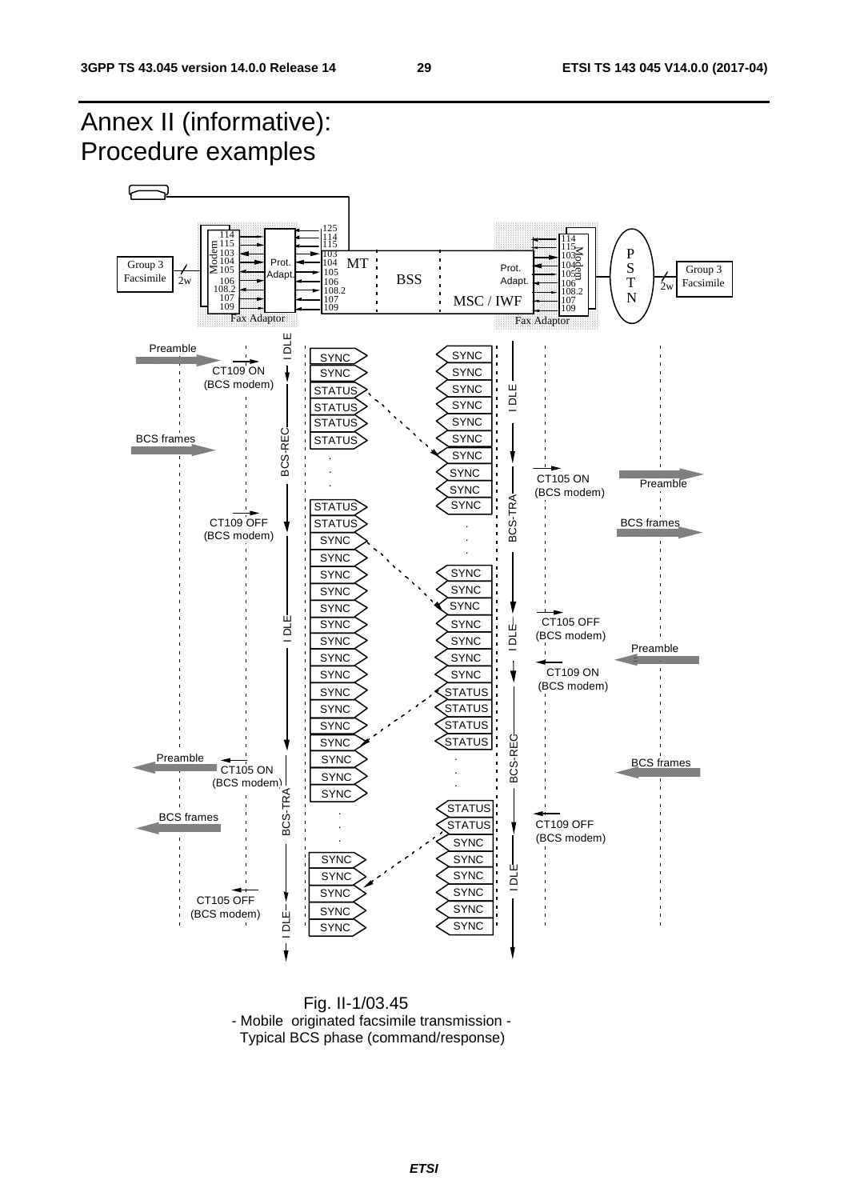# Annex II (informative): Procedure examples

Fig. II-1/03.45
- Mobile originated facsimile transmission -
Typical BCS phase (command/response)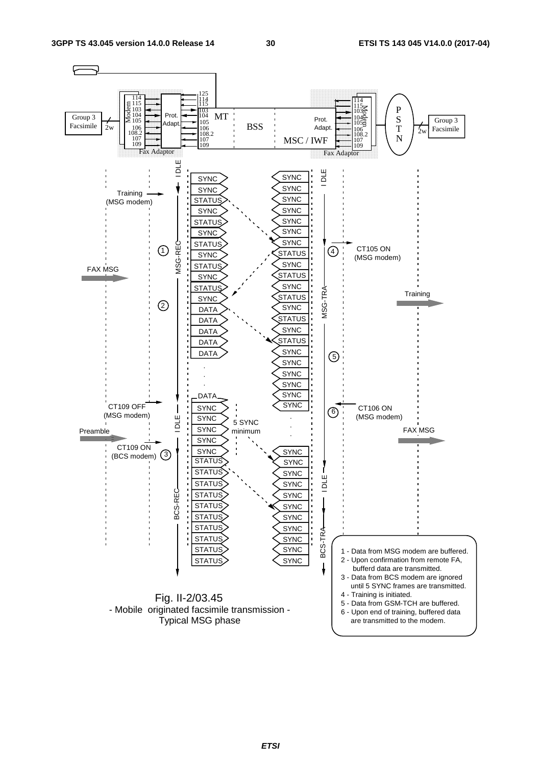Fig. II-2/03.45
- Mobile originated facsimile transmission -
Typical MSG phase

1 - Data from MSG modem are buffered.
2 - Upon confirmation from remote FA, bufferd data are transmitted.
3 - Data from BCS modem are ignored until 5 SYNC frames are transmitted.
4 - Training is initiated.
5 - Data from GSM-TCH are buffered.
6 - Upon end of training, buffered data are transmitted to the modem.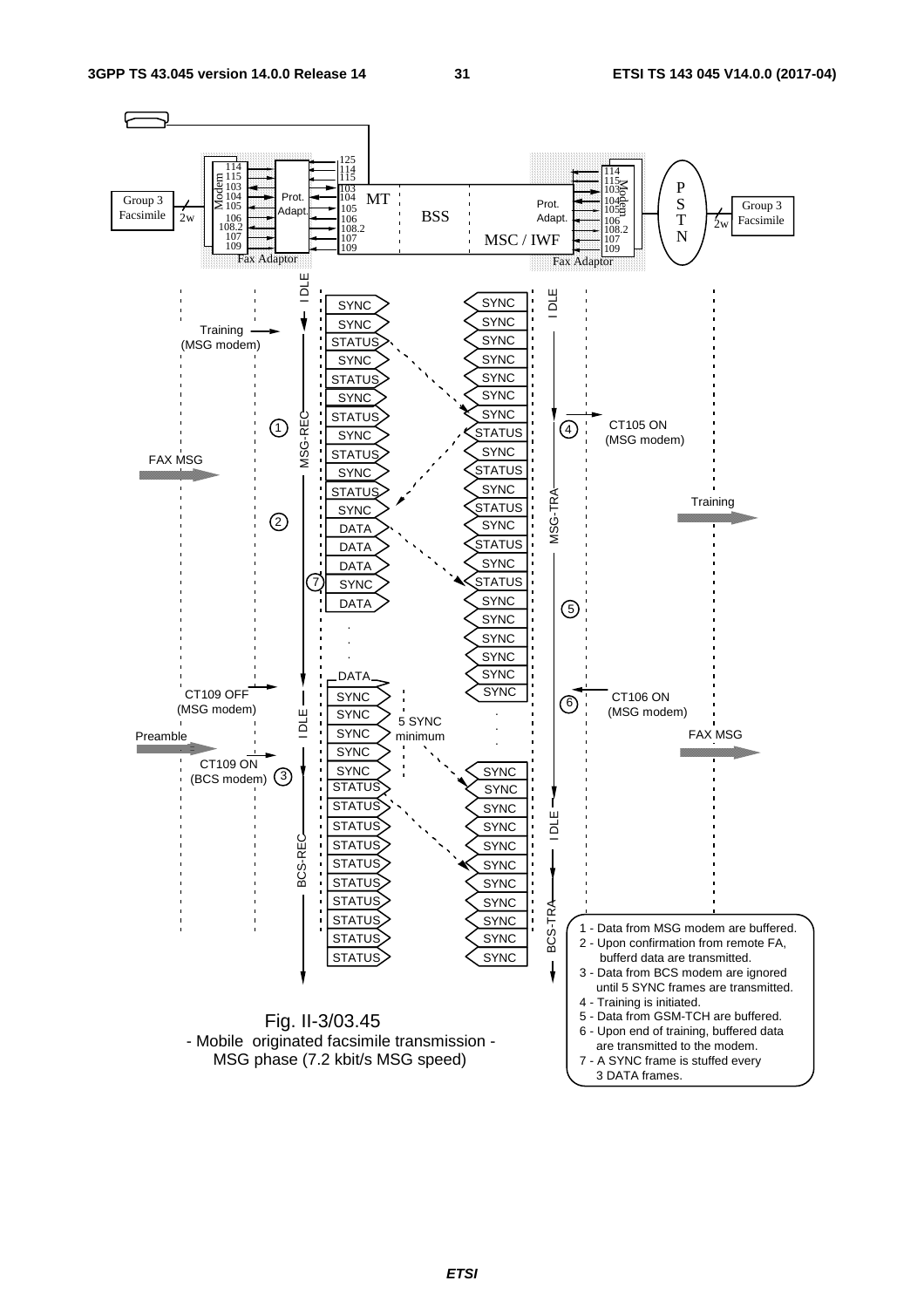1 - Data from MSG modem are buffered.
2 - Upon confirmation from remote FA, bufferd data are transmitted.
3 - Data from BCS modem are ignored until 5 SYNC frames are transmitted.
4 - Training is initiated.
5 - Data from GSM-TCH are buffered.
6 - Upon end of training, buffered data are transmitted to the modem.
7 - A SYNC frame is stuffed every 3 DATA frames.

Fig. II-3/03.45
- Mobile originated facsimile transmission -
MSG phase (7.2 kbit/s MSG speed)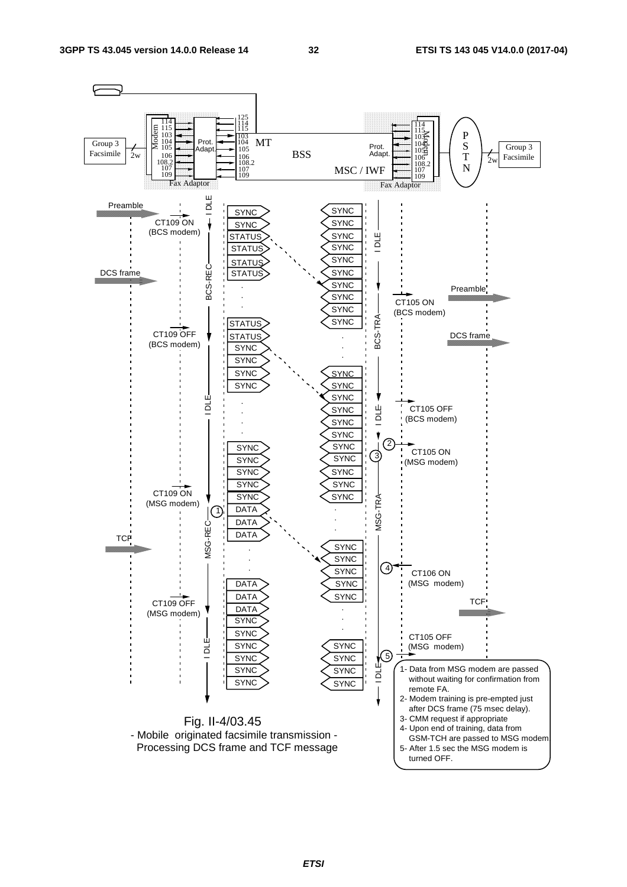Fig. II-4/03.45
- Mobile originated facsimile transmission -
Processing DCS frame and TCF message

1- Data from MSG modem are passed without waiting for confirmation from remote FA.
2- Modem training is pre-empted just after DCS frame (75 msec delay).
3- CMM request if appropriate
4- Upon end of training, data from GSM-TCH are passed to MSG modem.
5- After 1.5 sec the MSG modem is turned OFF.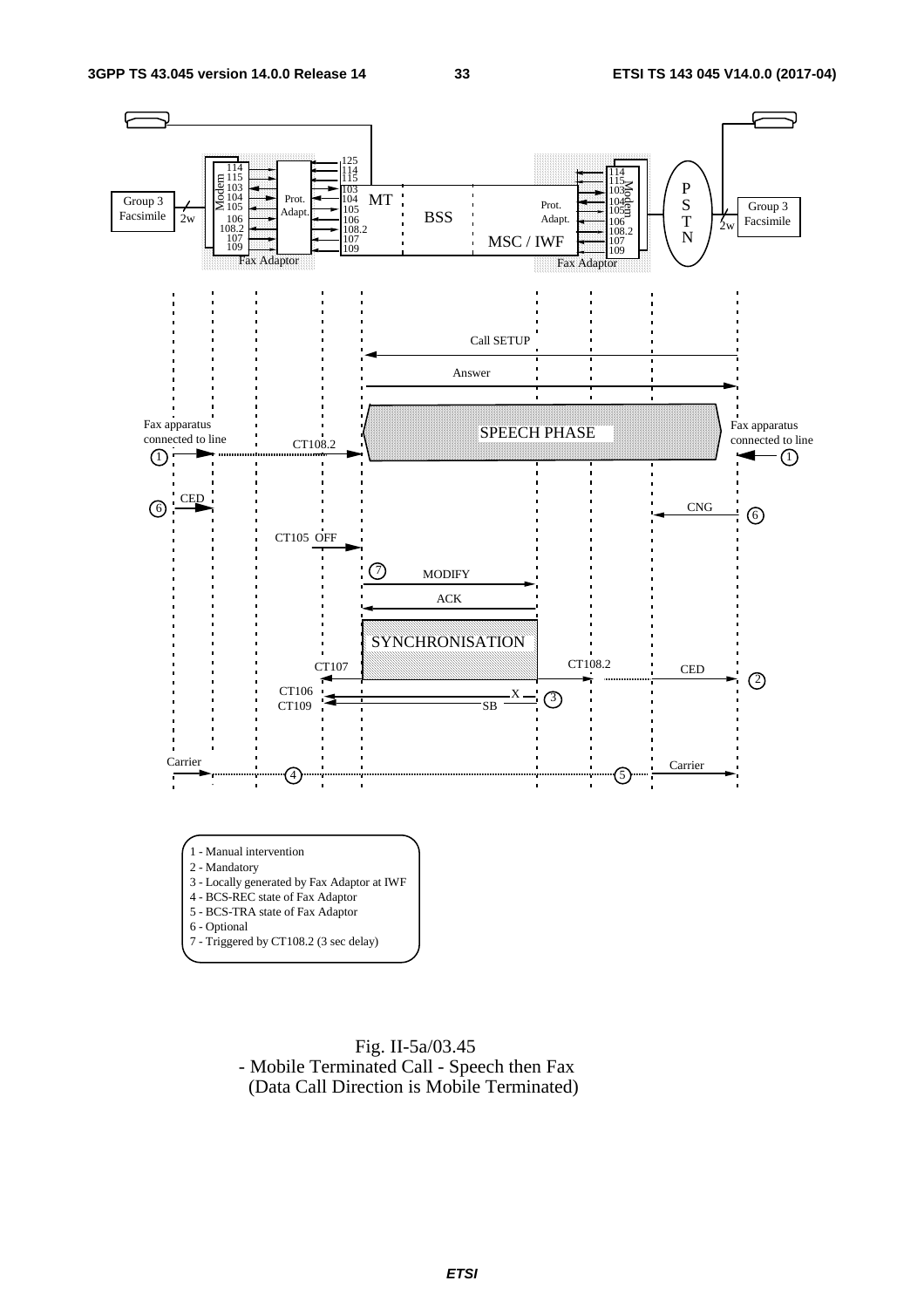1 - Manual intervention
2 - Mandatory
3 - Locally generated by Fax Adaptor at IWF
4 - BCS-REC state of Fax Adaptor
5 - BCS-TRA state of Fax Adaptor
6 - Optional
7 - Triggered by CT108.2 (3 sec delay)

Fig. II-5a/03.45
- Mobile Terminated Call - Speech then Fax
(Data Call Direction is Mobile Terminated)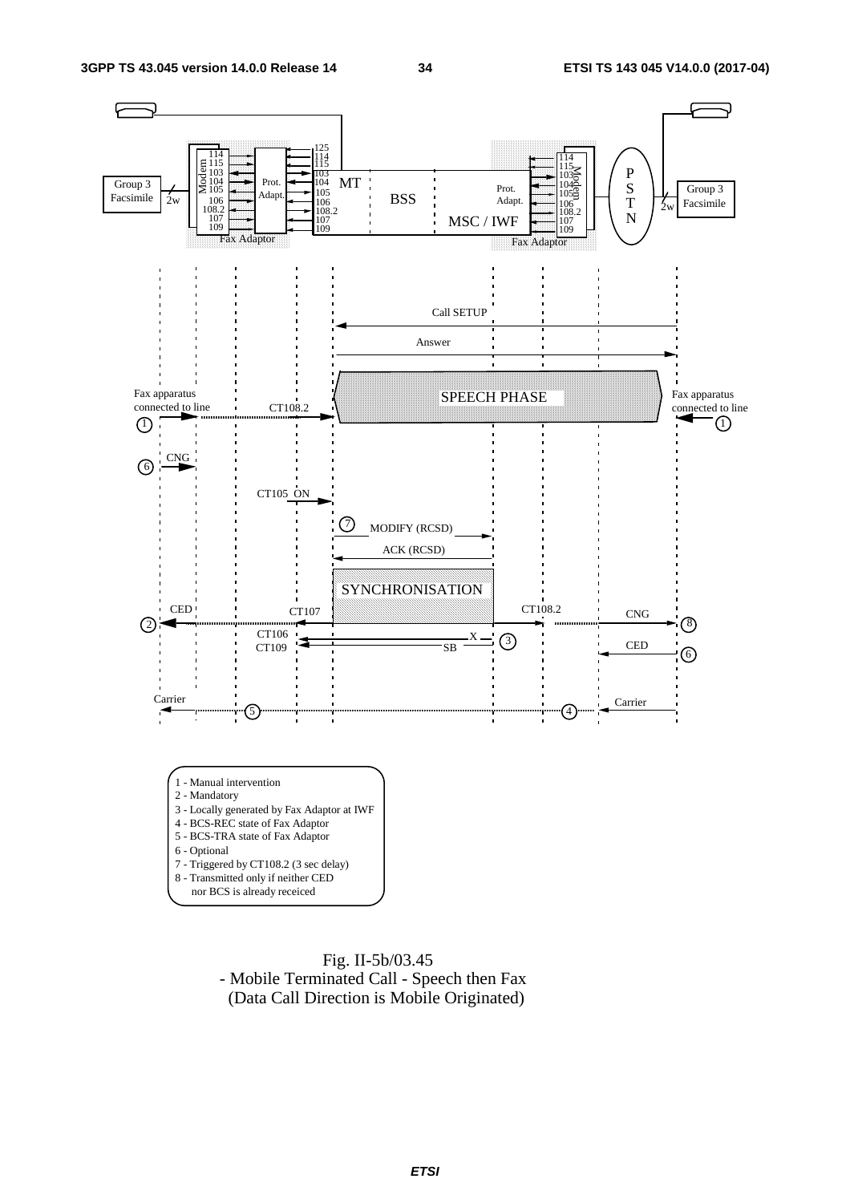1 - Manual intervention
2 - Mandatory
3 - Locally generated by Fax Adaptor at IWF
4 - BCS-REC state of Fax Adaptor
5 - BCS-TRA state of Fax Adaptor
6 - Optional
7 - Triggered by CT108.2 (3 sec delay)
8 - Transmitted only if neither CED
  nor BCS is already receiced

Fig. II-5b/03.45
- Mobile Terminated Call - Speech then Fax
(Data Call Direction is Mobile Originated)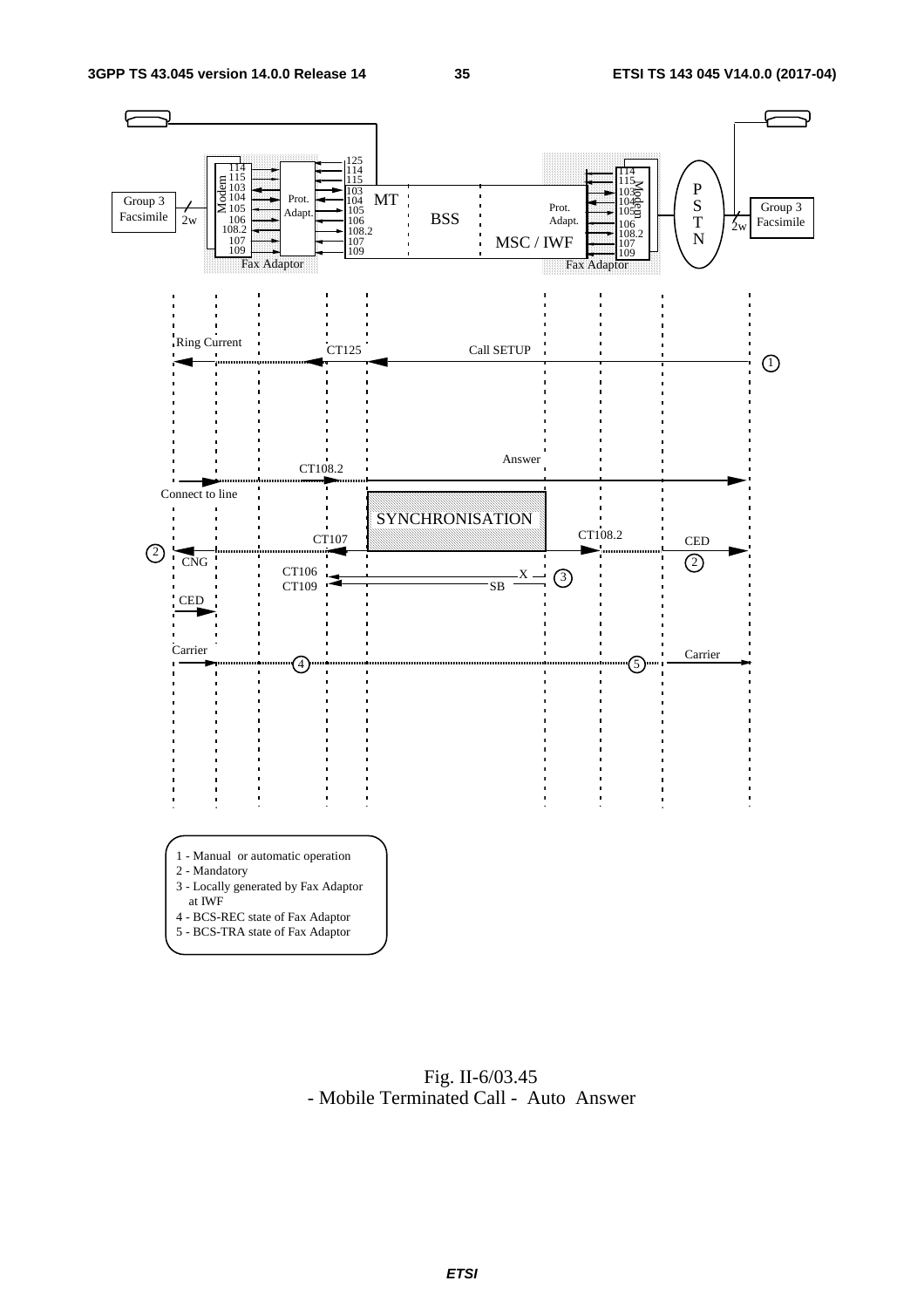1 - Manual or automatic operation
2 - Mandatory
3 - Locally generated by Fax Adaptor at IWF
4 - BCS-REC state of Fax Adaptor
5 - BCS-TRA state of Fax Adaptor

Fig. II-6/03.45
- Mobile Terminated Call - Auto Answer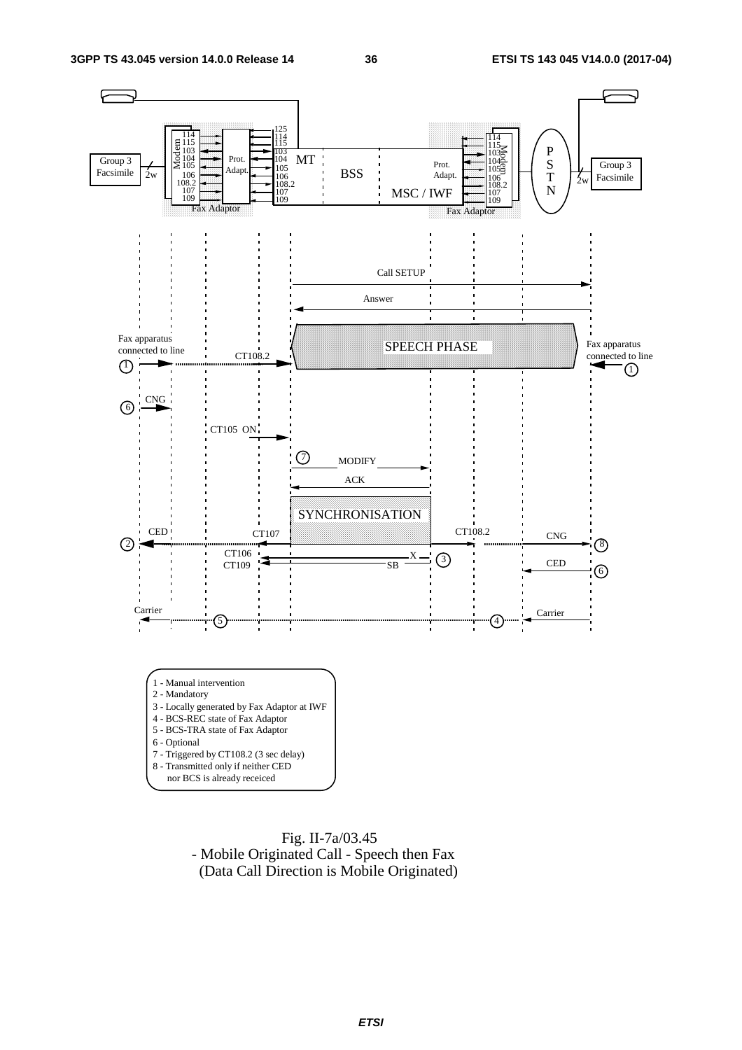1 - Manual intervention
2 - Mandatory
3 - Locally generated by Fax Adaptor at IWF
4 - BCS-REC state of Fax Adaptor
5 - BCS-TRA state of Fax Adaptor
6 - Optional
7 - Triggered by CT108.2 (3 sec delay)
8 - Transmitted only if neither CED
   nor BCS is already receiced

Fig. II-7a/03.45
- Mobile Originated Call - Speech then Fax
(Data Call Direction is Mobile Originated)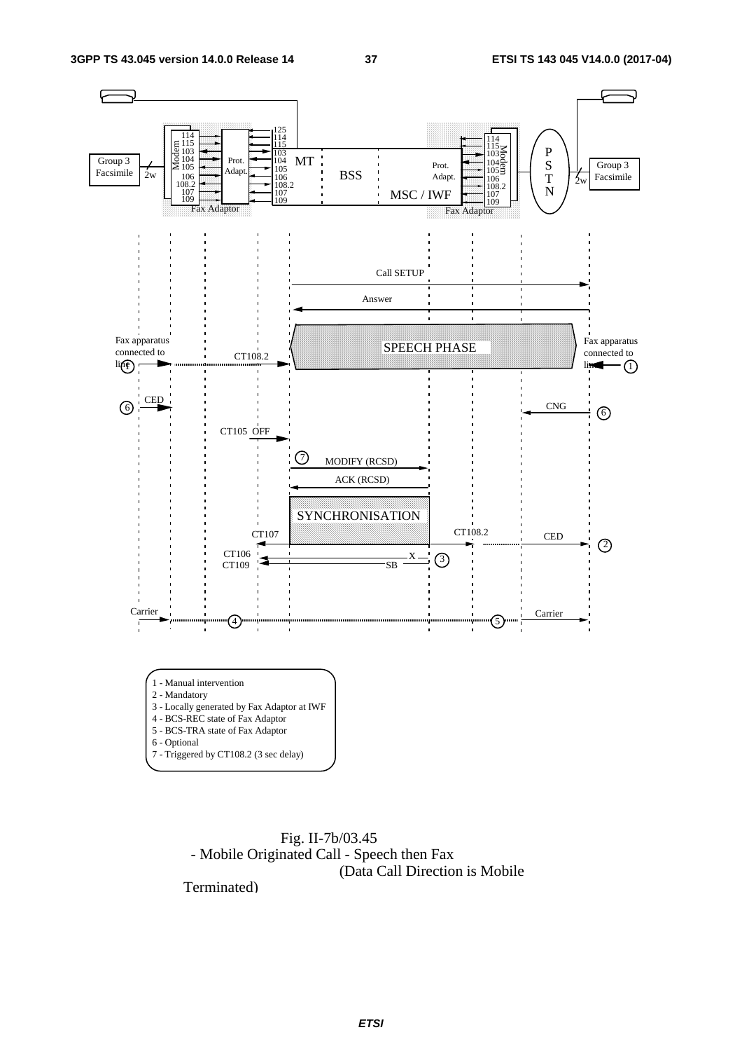Fig. II-7b/03.45 - Mobile Originated Call - Speech then Fax (Data Call Direction is Mobile Terminated)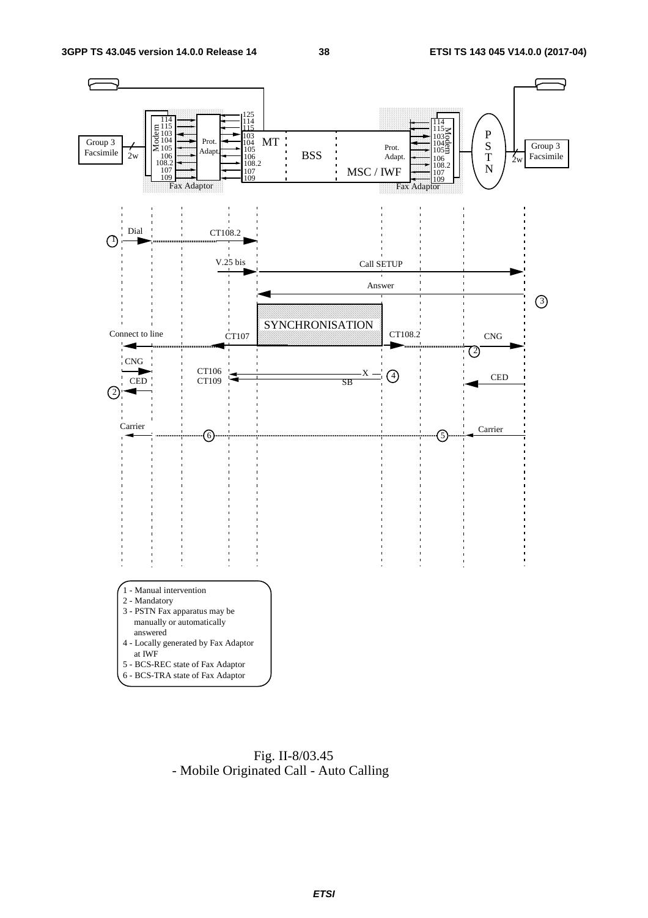1 - Manual intervention
2 - Mandatory
3 - PSTN Fax apparatus may be manually or automatically answered
4 - Locally generated by Fax Adaptor at IWF
5 - BCS-REC state of Fax Adaptor
6 - BCS-TRA state of Fax Adaptor

Fig. II-8/03.45
- Mobile Originated Call - Auto Calling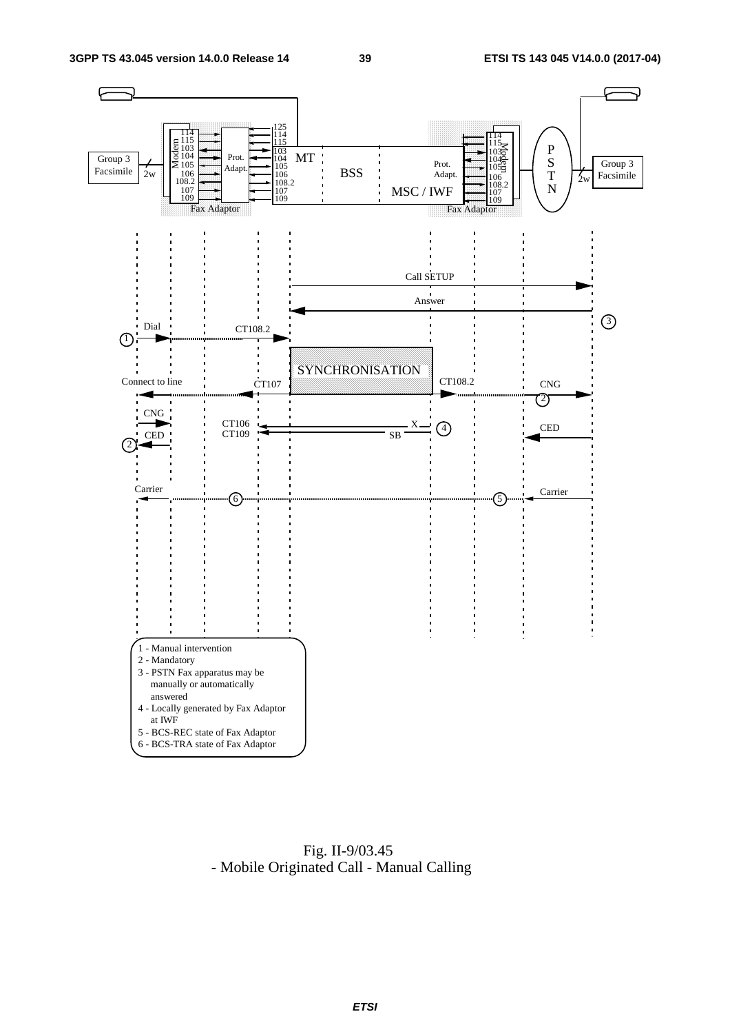1 - Manual intervention
2 - Mandatory
3 - PSTN Fax apparatus may be manually or automatically answered
4 - Locally generated by Fax Adaptor at IWF
5 - BCS-REC state of Fax Adaptor
6 - BCS-TRA state of Fax Adaptor

Fig. II-9/03.45
- Mobile Originated Call - Manual Calling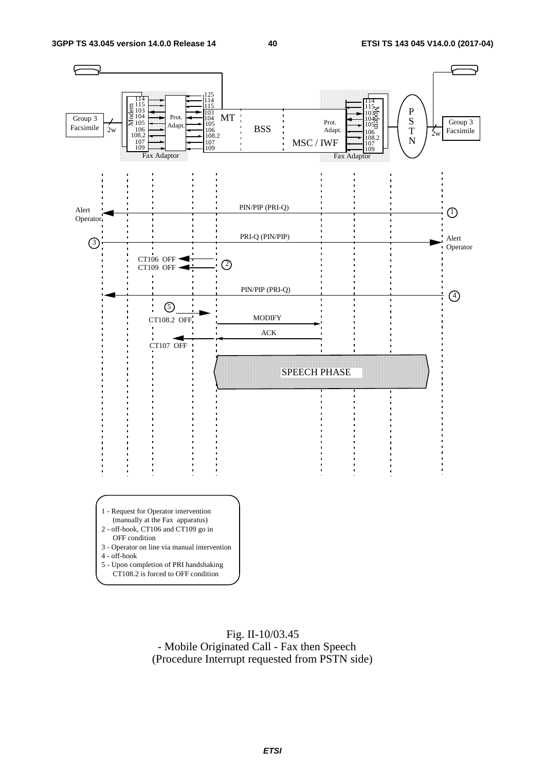1 - Request for Operator intervention (manually at the Fax apparatus)
2 - off-hook, CT106 and CT109 go in OFF condition
3 - Operator on line via manual intervention
4 - off-hook
5 - Upon completion of PRI handshaking CT108.2 is forced to OFF condition

Fig. II-10/03.45
- Mobile Originated Call - Fax then Speech
(Procedure Interrupt requested from PSTN side)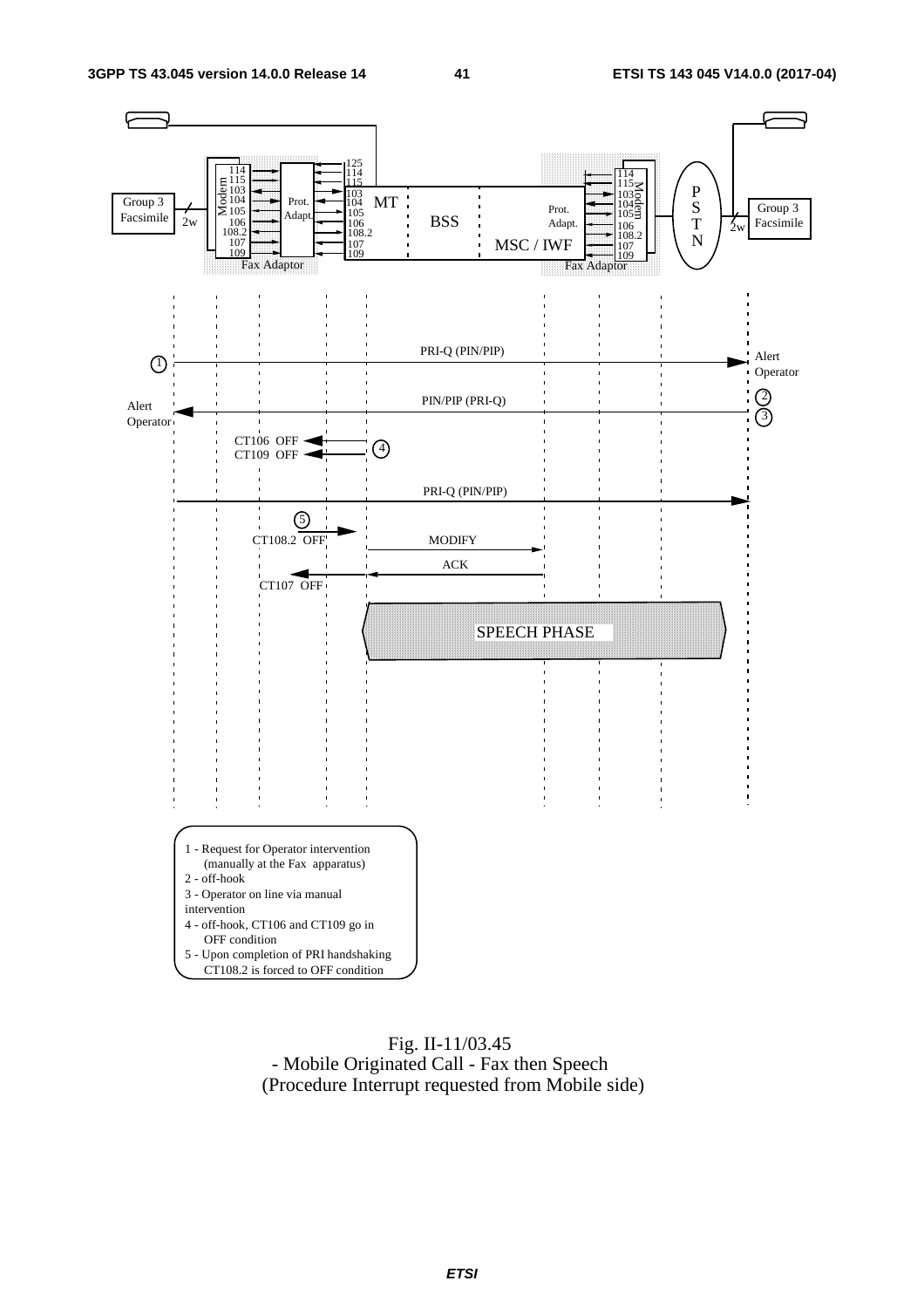1 - Request for Operator intervention (manually at the Fax apparatus)
2 - off-hook
3 - Operator on line via manual intervention
4 - off-hook, CT106 and CT109 go in OFF condition
5 - Upon completion of PRI handshaking CT108.2 is forced to OFF condition

Fig. II-11/03.45
- Mobile Originated Call - Fax then Speech
(Procedure Interrupt requested from Mobile side)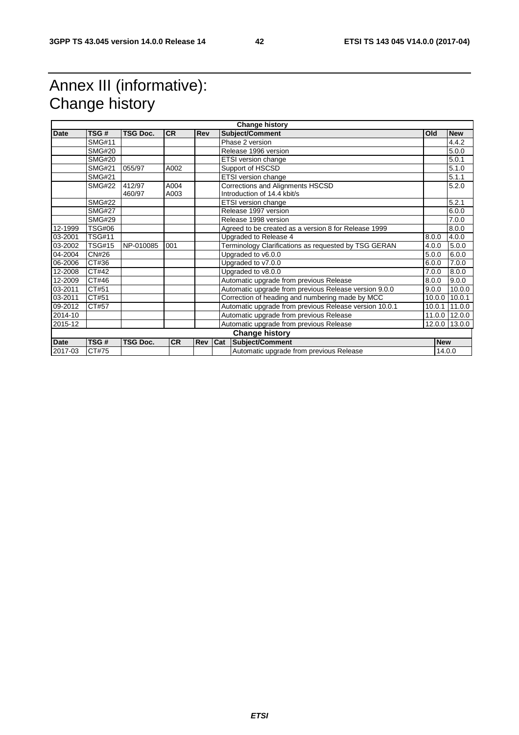# Annex III (informative): Change history

| Change history | | | | | | | |
|---|---|---|---|---|---|---|---|
| **Date** | **TSG #** | **TSG Doc.** | **CR** | **Rev** | **Subject/Comment** | **Old** | **New** |
| | SMG#11 | | | | Phase 2 version | | 4.4.2 |
| | SMG#20 | | | | Release 1996 version | | 5.0.0 |
| | SMG#20 | | | | ETSI version change | | 5.0.1 |
| | SMG#21 | 055/97 | A002 | | Support of HSCSD | | 5.1.0 |
| | SMG#21 | | | | ETSI version change | | 5.1.1 |
| | SMG#22 | 412/97<br>460/97 | A004<br>A003 | | Corrections and Alignments HSCSD<br>Introduction of 14.4 kbit/s | | 5.2.0 |
| | SMG#22 | | | | ETSI version change | | 5.2.1 |
| | SMG#27 | | | | Release 1997 version | | 6.0.0 |
| | SMG#29 | | | | Release 1998 version | | 7.0.0 |
| 12-1999 | TSG#06 | | | | Agreed to be created as a version 8 for Release 1999 | | 8.0.0 |
| 03-2001 | TSG#11 | | | | Upgraded to Release 4 | 8.0.0 | 4.0.0 |
| 03-2002 | TSG#15 | NP-010085 | 001 | | Terminology Clarifications as requested by TSG GERAN | 4.0.0 | 5.0.0 |
| 04-2004 | CN#26 | | | | Upgraded to v6.0.0 | 5.0.0 | 6.0.0 |
| 06-2006 | CT#36 | | | | Upgraded to v7.0.0 | 6.0.0 | 7.0.0 |
| 12-2008 | CT#42 | | | | Upgraded to v8.0.0 | 7.0.0 | 8.0.0 |
| 12-2009 | CT#46 | | | | Automatic upgrade from previous Release | 8.0.0 | 9.0.0 |
| 03-2011 | CT#51 | | | | Automatic upgrade from previous Release version 9.0.0 | 9.0.0 | 10.0.0 |
| 03-2011 | CT#51 | | | | Correction of heading and numbering made by MCC | 10.0.0 | 10.0.1 |
| 09-2012 | CT#57 | | | | Automatic upgrade from previous Release version 10.0.1 | 10.0.1 | 11.0.0 |
| 2014-10 | | | | | Automatic upgrade from previous Release | 11.0.0 | 12.0.0 |
| 2015-12 | | | | | Automatic upgrade from previous Release | 12.0.0 | 13.0.0 |

| Change history | | | | | | | |
|---|---|---|---|---|---|---|---|
| **Date** | **TSG #** | **TSG Doc.** | **CR** | **Rev** | **Cat** | **Subject/Comment** | **New** |
| 2017-03 | CT#75 | | | | | Automatic upgrade from previous Release | 14.0.0 |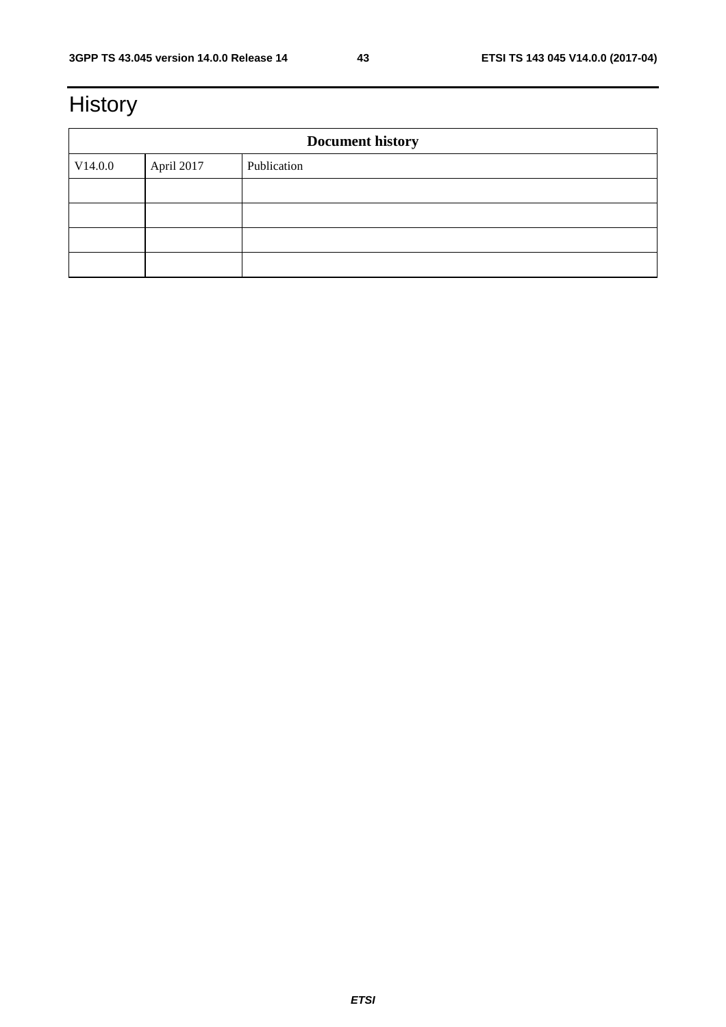# History

| Document history | | |
|---|---|---|
| V14.0.0 | April 2017 | Publication |
| | | |
| | | |
| | | |
| | | |